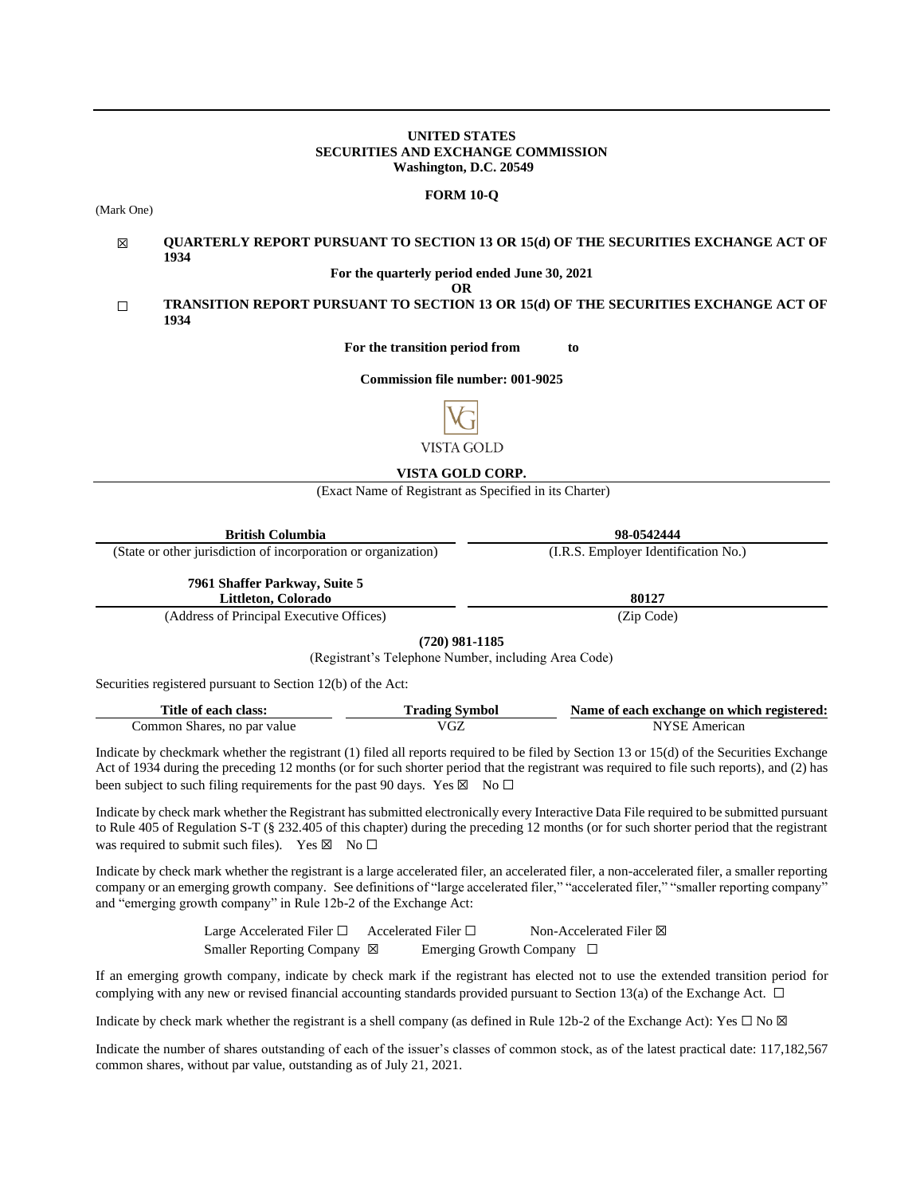**UNITED STATES**
**SECURITIES AND EXCHANGE COMMISSION**
**Washington, D.C. 20549**

**FORM 10-Q**

(Mark One)

☒ **QUARTERLY REPORT PURSUANT TO SECTION 13 OR 15(d) OF THE SECURITIES EXCHANGE ACT OF 1934**

**For the quarterly period ended June 30, 2021**

**OR**

☐ **TRANSITION REPORT PURSUANT TO SECTION 13 OR 15(d) OF THE SECURITIES EXCHANGE ACT OF 1934**

**For the transition period from to**

**Commission file number: 001-9025**

VISTA GOLD

**VISTA GOLD CORP.**

(Exact Name of Registrant as Specified in its Charter)

| **British Columbia** | **98-0542444** |
|---|---|
| (State or other jurisdiction of incorporation or organization) | (I.R.S. Employer Identification No.) |
| **7961 Shaffer Parkway, Suite 5 Littleton, Colorado** | **80127** |
| (Address of Principal Executive Offices) | (Zip Code) |

**(720) 981-1185**

(Registrant's Telephone Number, including Area Code)

Securities registered pursuant to Section 12(b) of the Act:

| Title of each class: | Trading Symbol | Name of each exchange on which registered: |
|---|---|---|
| Common Shares, no par value | VGZ | NYSE American |

Indicate by checkmark whether the registrant (1) filed all reports required to be filed by Section 13 or 15(d) of the Securities Exchange Act of 1934 during the preceding 12 months (or for such shorter period that the registrant was required to file such reports), and (2) has been subject to such filing requirements for the past 90 days. Yes ☒ No ☐

Indicate by check mark whether the Registrant has submitted electronically every Interactive Data File required to be submitted pursuant to Rule 405 of Regulation S-T (§ 232.405 of this chapter) during the preceding 12 months (or for such shorter period that the registrant was required to submit such files). Yes ☒ No ☐

Indicate by check mark whether the registrant is a large accelerated filer, an accelerated filer, a non-accelerated filer, a smaller reporting company or an emerging growth company. See definitions of "large accelerated filer," "accelerated filer," "smaller reporting company" and "emerging growth company" in Rule 12b-2 of the Exchange Act:

Large Accelerated Filer ☐ Accelerated Filer ☐ Non-Accelerated Filer ☒
Smaller Reporting Company ☒ Emerging Growth Company ☐

If an emerging growth company, indicate by check mark if the registrant has elected not to use the extended transition period for complying with any new or revised financial accounting standards provided pursuant to Section 13(a) of the Exchange Act. ☐

Indicate by check mark whether the registrant is a shell company (as defined in Rule 12b-2 of the Exchange Act): Yes ☐ No ☒

Indicate the number of shares outstanding of each of the issuer's classes of common stock, as of the latest practical date: 117,182,567 common shares, without par value, outstanding as of July 21, 2021.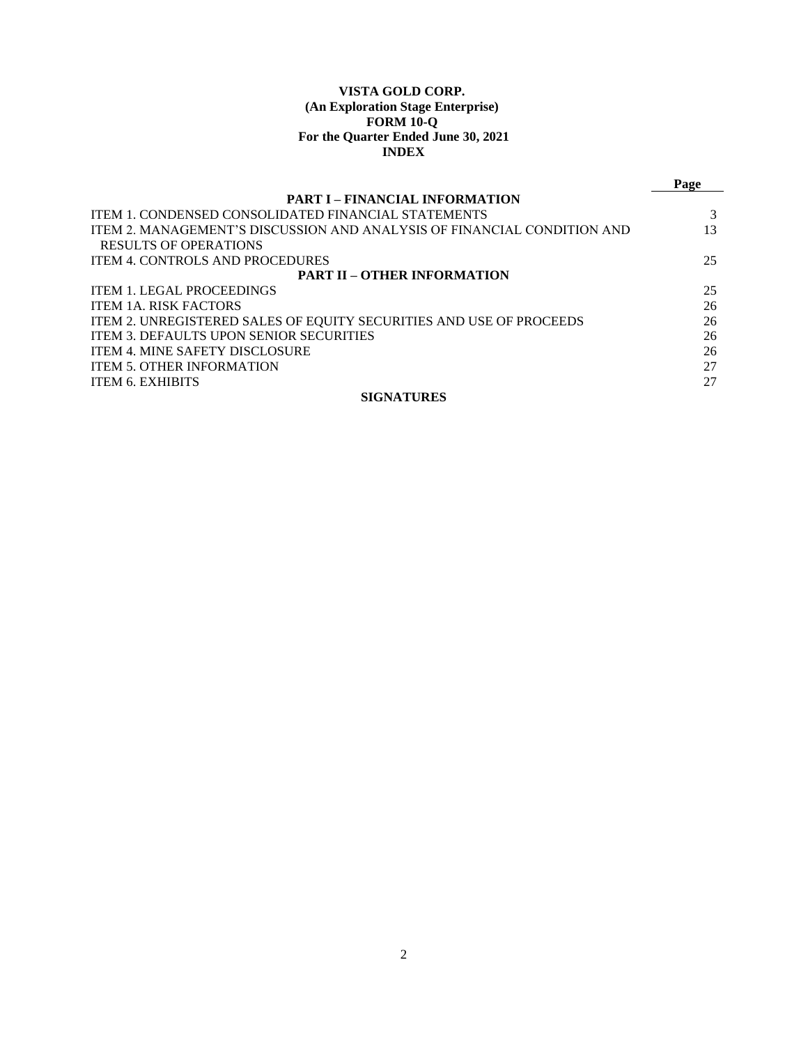**VISTA GOLD CORP.**
**(An Exploration Stage Enterprise)**
**FORM 10-Q**
**For the Quarter Ended June 30, 2021**
**INDEX**

| | Page |
|---|---|
| **PART I – FINANCIAL INFORMATION** | |
| ITEM 1. CONDENSED CONSOLIDATED FINANCIAL STATEMENTS | 3 |
| ITEM 2. MANAGEMENT'S DISCUSSION AND ANALYSIS OF FINANCIAL CONDITION AND RESULTS OF OPERATIONS | 13 |
| ITEM 4. CONTROLS AND PROCEDURES | 25 |
| **PART II – OTHER INFORMATION** | |
| ITEM 1. LEGAL PROCEEDINGS | 25 |
| ITEM 1A. RISK FACTORS | 26 |
| ITEM 2. UNREGISTERED SALES OF EQUITY SECURITIES AND USE OF PROCEEDS | 26 |
| ITEM 3. DEFAULTS UPON SENIOR SECURITIES | 26 |
| ITEM 4. MINE SAFETY DISCLOSURE | 26 |
| ITEM 5. OTHER INFORMATION | 27 |
| ITEM 6. EXHIBITS | 27 |
| **SIGNATURES** | |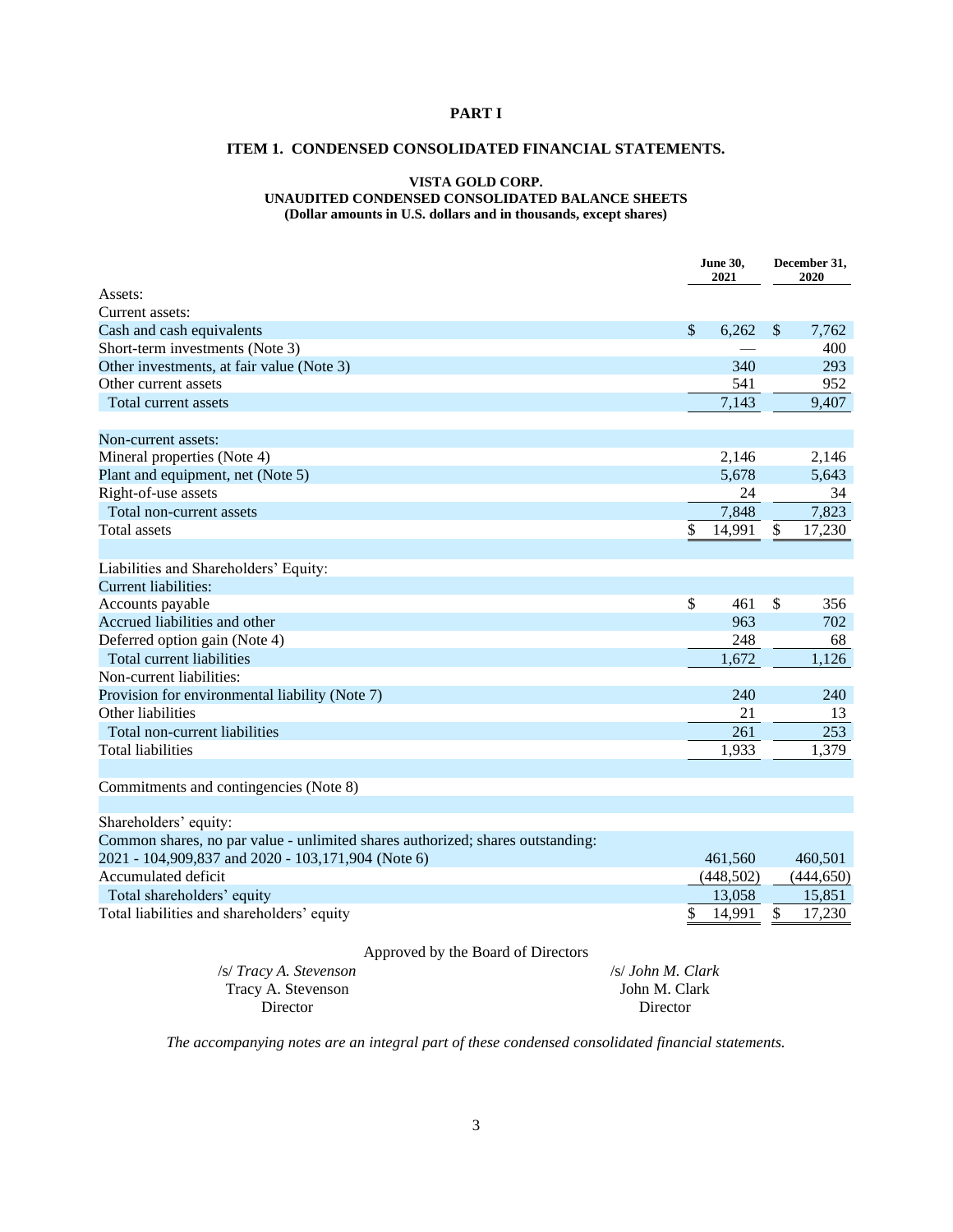# PART I

## ITEM 1. CONDENSED CONSOLIDATED FINANCIAL STATEMENTS.

### VISTA GOLD CORP.
### UNAUDITED CONDENSED CONSOLIDATED BALANCE SHEETS
### (Dollar amounts in U.S. dollars and in thousands, except shares)

| | June 30, 2021 | December 31, 2020 |
|---|---|---|
| Assets: | | |
| Current assets: | | |
| Cash and cash equivalents | $ 6,262 | $ 7,762 |
| Short-term investments (Note 3) | — | 400 |
| Other investments, at fair value (Note 3) | 340 | 293 |
| Other current assets | 541 | 952 |
| Total current assets | 7,143 | 9,407 |
| | | |
| Non-current assets: | | |
| Mineral properties (Note 4) | 2,146 | 2,146 |
| Plant and equipment, net (Note 5) | 5,678 | 5,643 |
| Right-of-use assets | 24 | 34 |
| Total non-current assets | 7,848 | 7,823 |
| Total assets | $ 14,991 | $ 17,230 |
| | | |
| Liabilities and Shareholders' Equity: | | |
| Current liabilities: | | |
| Accounts payable | $ 461 | $ 356 |
| Accrued liabilities and other | 963 | 702 |
| Deferred option gain (Note 4) | 248 | 68 |
| Total current liabilities | 1,672 | 1,126 |
| Non-current liabilities: | | |
| Provision for environmental liability (Note 7) | 240 | 240 |
| Other liabilities | 21 | 13 |
| Total non-current liabilities | 261 | 253 |
| Total liabilities | 1,933 | 1,379 |
| | | |
| Commitments and contingencies (Note 8) | | |
| | | |
| Shareholders' equity: | | |
| Common shares, no par value - unlimited shares authorized; shares outstanding: | | |
| 2021 - 104,909,837 and 2020 - 103,171,904 (Note 6) | 461,560 | 460,501 |
| Accumulated deficit | (448,502) | (444,650) |
| Total shareholders' equity | 13,058 | 15,851 |
| Total liabilities and shareholders' equity | $ 14,991 | $ 17,230 |

Approved by the Board of Directors

/s/ *Tracy A. Stevenson*
Tracy A. Stevenson
Director

/s/ *John M. Clark*
John M. Clark
Director

*The accompanying notes are an integral part of these condensed consolidated financial statements.*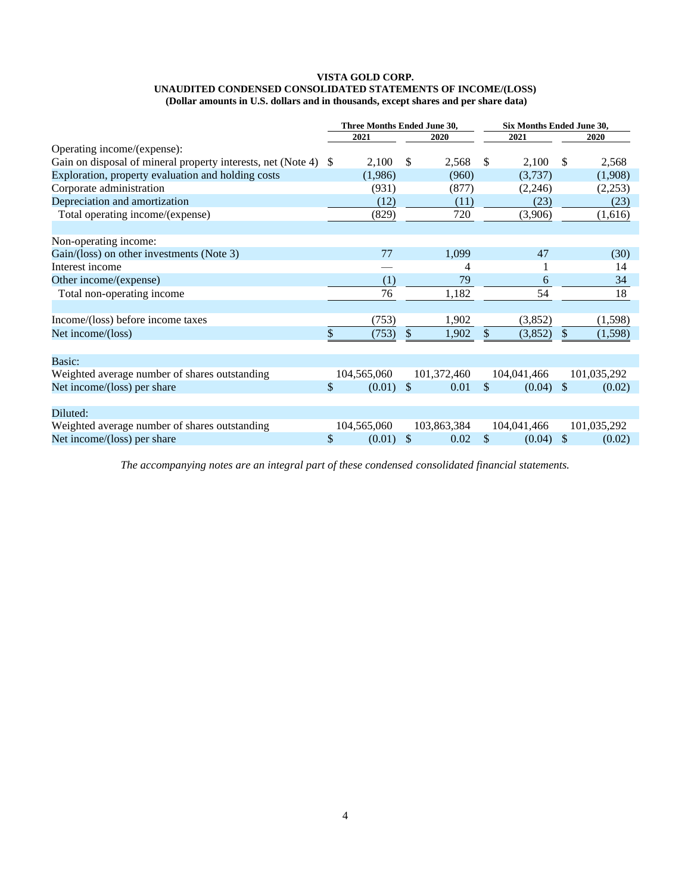**VISTA GOLD CORP.**
**UNAUDITED CONDENSED CONSOLIDATED STATEMENTS OF INCOME/(LOSS)**
**(Dollar amounts in U.S. dollars and in thousands, except shares and per share data)**

| | Three Months Ended June 30, | | Six Months Ended June 30, | |
|---|---|---|---|---|
| | 2021 | 2020 | 2021 | 2020 |
| Operating income/(expense): | | | | |
| Gain on disposal of mineral property interests, net (Note 4) | $ 2,100 | $ 2,568 | $ 2,100 | $ 2,568 |
| Exploration, property evaluation and holding costs | (1,986) | (960) | (3,737) | (1,908) |
| Corporate administration | (931) | (877) | (2,246) | (2,253) |
| Depreciation and amortization | (12) | (11) | (23) | (23) |
| Total operating income/(expense) | (829) | 720 | (3,906) | (1,616) |
| | | | | |
| Non-operating income: | | | | |
| Gain/(loss) on other investments (Note 3) | 77 | 1,099 | 47 | (30) |
| Interest income | — | 4 | 1 | 14 |
| Other income/(expense) | (1) | 79 | 6 | 34 |
| Total non-operating income | 76 | 1,182 | 54 | 18 |
| | | | | |
| Income/(loss) before income taxes | (753) | 1,902 | (3,852) | (1,598) |
| Net income/(loss) | $ (753) | $ 1,902 | $ (3,852) | $ (1,598) |
| | | | | |
| Basic: | | | | |
| Weighted average number of shares outstanding | 104,565,060 | 101,372,460 | 104,041,466 | 101,035,292 |
| Net income/(loss) per share | $ (0.01) | $ 0.01 | $ (0.04) | $ (0.02) |
| | | | | |
| Diluted: | | | | |
| Weighted average number of shares outstanding | 104,565,060 | 103,863,384 | 104,041,466 | 101,035,292 |
| Net income/(loss) per share | $ (0.01) | $ 0.02 | $ (0.04) | $ (0.02) |

*The accompanying notes are an integral part of these condensed consolidated financial statements.*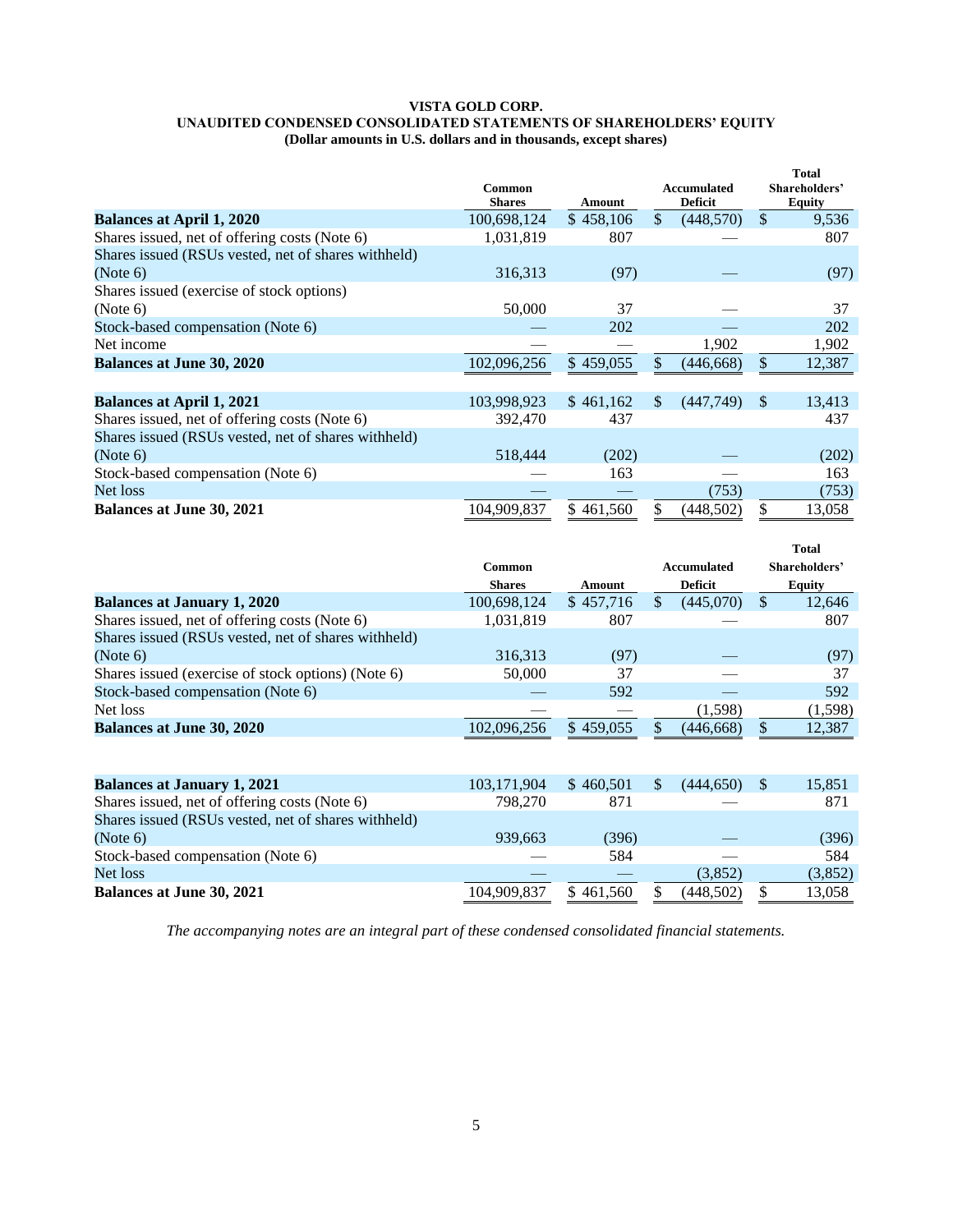**VISTA GOLD CORP.**
**UNAUDITED CONDENSED CONSOLIDATED STATEMENTS OF SHAREHOLDERS' EQUITY**
**(Dollar amounts in U.S. dollars and in thousands, except shares)**

| | Common Shares | Amount | Accumulated Deficit | Total Shareholders' Equity |
|---|---|---|---|---|
| **Balances at April 1, 2020** | 100,698,124 | $ 458,106 | $ (448,570) | $ 9,536 |
| Shares issued, net of offering costs (Note 6) | 1,031,819 | 807 | — | 807 |
| Shares issued (RSUs vested, net of shares withheld) (Note 6) | 316,313 | (97) | — | (97) |
| Shares issued (exercise of stock options) (Note 6) | 50,000 | 37 | — | 37 |
| Stock-based compensation (Note 6) | — | 202 | — | 202 |
| Net income | — | — | 1,902 | 1,902 |
| **Balances at June 30, 2020** | 102,096,256 | $ 459,055 | $ (446,668) | $ 12,387 |
| | | | | |
| **Balances at April 1, 2021** | 103,998,923 | $ 461,162 | $ (447,749) | $ 13,413 |
| Shares issued, net of offering costs (Note 6) | 392,470 | 437 | | 437 |
| Shares issued (RSUs vested, net of shares withheld) (Note 6) | 518,444 | (202) | — | (202) |
| Stock-based compensation (Note 6) | — | 163 | — | 163 |
| Net loss | — | — | (753) | (753) |
| **Balances at June 30, 2021** | 104,909,837 | $ 461,560 | $ (448,502) | $ 13,058 |

| | Common Shares | Amount | Accumulated Deficit | Total Shareholders' Equity |
|---|---|---|---|---|
| **Balances at January 1, 2020** | 100,698,124 | $ 457,716 | $ (445,070) | $ 12,646 |
| Shares issued, net of offering costs (Note 6) | 1,031,819 | 807 | — | 807 |
| Shares issued (RSUs vested, net of shares withheld) (Note 6) | 316,313 | (97) | — | (97) |
| Shares issued (exercise of stock options) (Note 6) | 50,000 | 37 | — | 37 |
| Stock-based compensation (Note 6) | — | 592 | — | 592 |
| Net loss | — | — | (1,598) | (1,598) |
| **Balances at June 30, 2020** | 102,096,256 | $ 459,055 | $ (446,668) | $ 12,387 |
| | | | | |
| **Balances at January 1, 2021** | 103,171,904 | $ 460,501 | $ (444,650) | $ 15,851 |
| Shares issued, net of offering costs (Note 6) | 798,270 | 871 | — | 871 |
| Shares issued (RSUs vested, net of shares withheld) (Note 6) | 939,663 | (396) | — | (396) |
| Stock-based compensation (Note 6) | — | 584 | — | 584 |
| Net loss | — | — | (3,852) | (3,852) |
| **Balances at June 30, 2021** | 104,909,837 | $ 461,560 | $ (448,502) | $ 13,058 |

*The accompanying notes are an integral part of these condensed consolidated financial statements.*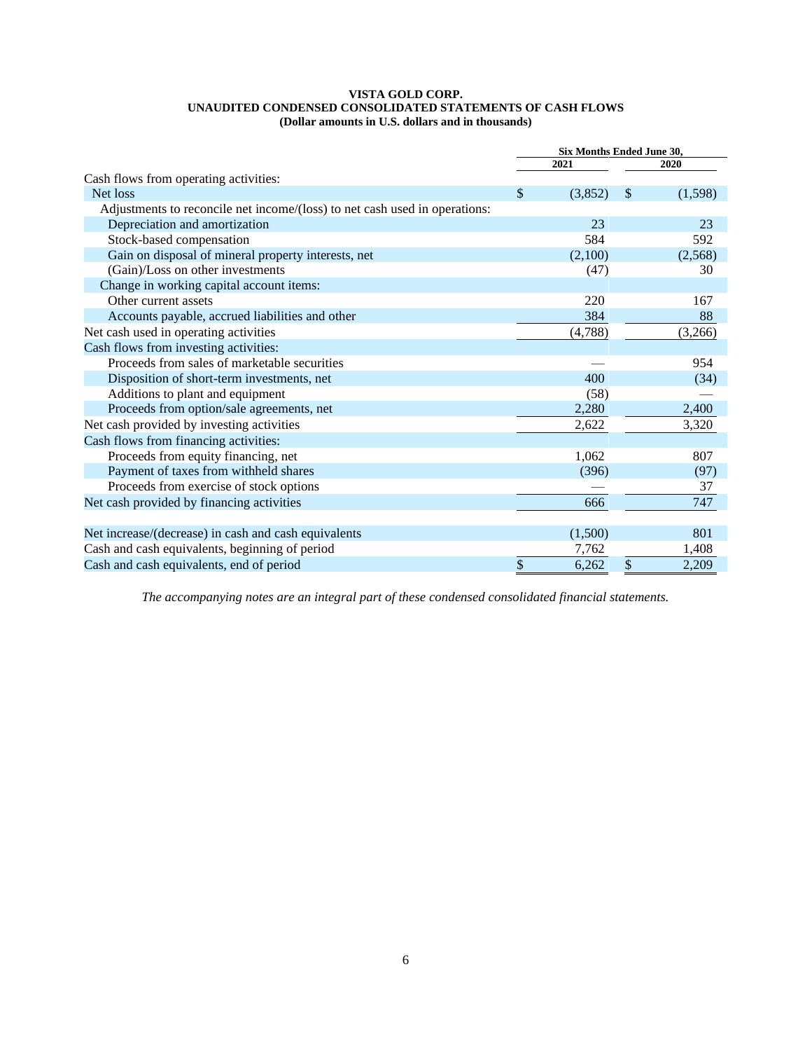**VISTA GOLD CORP.**
**UNAUDITED CONDENSED CONSOLIDATED STATEMENTS OF CASH FLOWS**
**(Dollar amounts in U.S. dollars and in thousands)**

| | Six Months Ended June 30, | |
|---|---|---|
| | 2021 | 2020 |
| Cash flows from operating activities: | | |
| Net loss | $ (3,852) | $ (1,598) |
| Adjustments to reconcile net income/(loss) to net cash used in operations: | | |
| Depreciation and amortization | 23 | 23 |
| Stock-based compensation | 584 | 592 |
| Gain on disposal of mineral property interests, net | (2,100) | (2,568) |
| (Gain)/Loss on other investments | (47) | 30 |
| Change in working capital account items: | | |
| Other current assets | 220 | 167 |
| Accounts payable, accrued liabilities and other | 384 | 88 |
| Net cash used in operating activities | (4,788) | (3,266) |
| Cash flows from investing activities: | | |
| Proceeds from sales of marketable securities | — | 954 |
| Disposition of short-term investments, net | 400 | (34) |
| Additions to plant and equipment | (58) | — |
| Proceeds from option/sale agreements, net | 2,280 | 2,400 |
| Net cash provided by investing activities | 2,622 | 3,320 |
| Cash flows from financing activities: | | |
| Proceeds from equity financing, net | 1,062 | 807 |
| Payment of taxes from withheld shares | (396) | (97) |
| Proceeds from exercise of stock options | — | 37 |
| Net cash provided by financing activities | 666 | 747 |
| | | |
| Net increase/(decrease) in cash and cash equivalents | (1,500) | 801 |
| Cash and cash equivalents, beginning of period | 7,762 | 1,408 |
| Cash and cash equivalents, end of period | $ 6,262 | $ 2,209 |

*The accompanying notes are an integral part of these condensed consolidated financial statements.*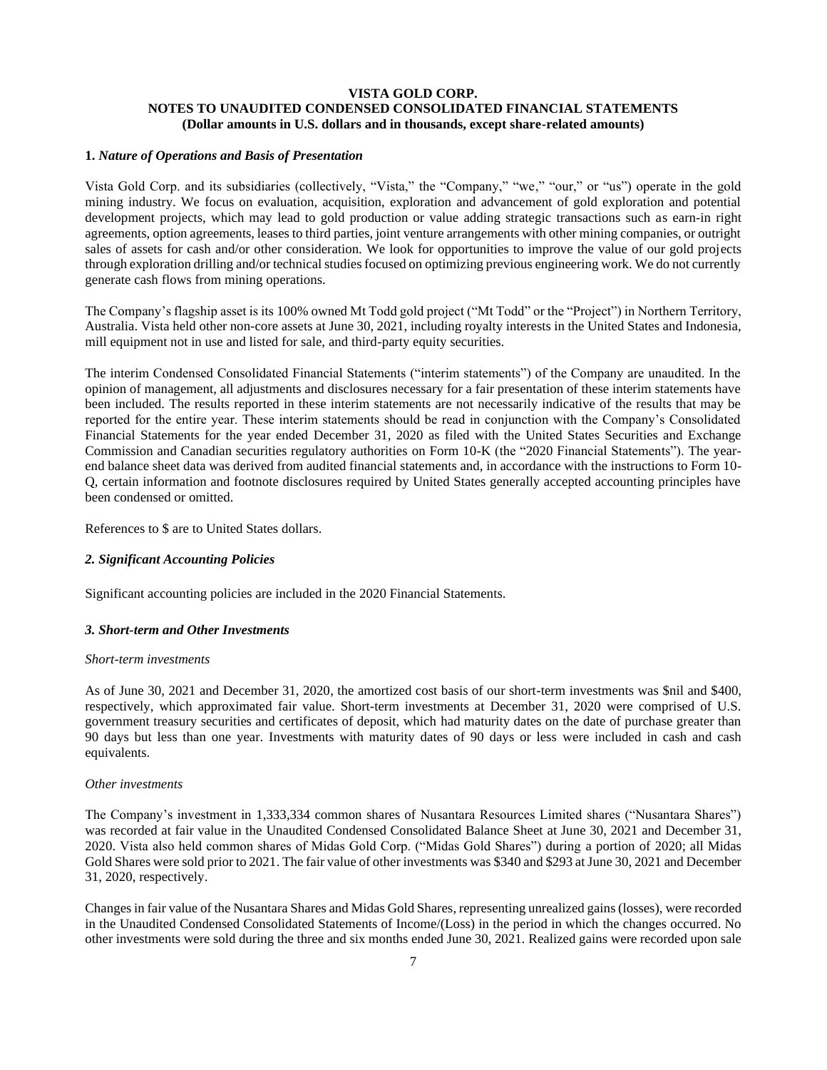**VISTA GOLD CORP.**
**NOTES TO UNAUDITED CONDENSED CONSOLIDATED FINANCIAL STATEMENTS**
**(Dollar amounts in U.S. dollars and in thousands, except share-related amounts)**

**1.** ***Nature of Operations and Basis of Presentation***

Vista Gold Corp. and its subsidiaries (collectively, "Vista," the "Company," "we," "our," or "us") operate in the gold mining industry. We focus on evaluation, acquisition, exploration and advancement of gold exploration and potential development projects, which may lead to gold production or value adding strategic transactions such as earn-in right agreements, option agreements, leases to third parties, joint venture arrangements with other mining companies, or outright sales of assets for cash and/or other consideration. We look for opportunities to improve the value of our gold projects through exploration drilling and/or technical studies focused on optimizing previous engineering work. We do not currently generate cash flows from mining operations.

The Company's flagship asset is its 100% owned Mt Todd gold project ("Mt Todd" or the "Project") in Northern Territory, Australia. Vista held other non-core assets at June 30, 2021, including royalty interests in the United States and Indonesia, mill equipment not in use and listed for sale, and third-party equity securities.

The interim Condensed Consolidated Financial Statements ("interim statements") of the Company are unaudited. In the opinion of management, all adjustments and disclosures necessary for a fair presentation of these interim statements have been included. The results reported in these interim statements are not necessarily indicative of the results that may be reported for the entire year. These interim statements should be read in conjunction with the Company's Consolidated Financial Statements for the year ended December 31, 2020 as filed with the United States Securities and Exchange Commission and Canadian securities regulatory authorities on Form 10-K (the "2020 Financial Statements"). The year-end balance sheet data was derived from audited financial statements and, in accordance with the instructions to Form 10-Q, certain information and footnote disclosures required by United States generally accepted accounting principles have been condensed or omitted.

References to $ are to United States dollars.

***2. Significant Accounting Policies***

Significant accounting policies are included in the 2020 Financial Statements.

***3. Short-term and Other Investments***

*Short-term investments*

As of June 30, 2021 and December 31, 2020, the amortized cost basis of our short-term investments was $nil and $400, respectively, which approximated fair value. Short-term investments at December 31, 2020 were comprised of U.S. government treasury securities and certificates of deposit, which had maturity dates on the date of purchase greater than 90 days but less than one year. Investments with maturity dates of 90 days or less were included in cash and cash equivalents.

*Other investments*

The Company's investment in 1,333,334 common shares of Nusantara Resources Limited shares ("Nusantara Shares") was recorded at fair value in the Unaudited Condensed Consolidated Balance Sheet at June 30, 2021 and December 31, 2020. Vista also held common shares of Midas Gold Corp. ("Midas Gold Shares") during a portion of 2020; all Midas Gold Shares were sold prior to 2021. The fair value of other investments was $340 and $293 at June 30, 2021 and December 31, 2020, respectively.

Changes in fair value of the Nusantara Shares and Midas Gold Shares, representing unrealized gains (losses), were recorded in the Unaudited Condensed Consolidated Statements of Income/(Loss) in the period in which the changes occurred. No other investments were sold during the three and six months ended June 30, 2021. Realized gains were recorded upon sale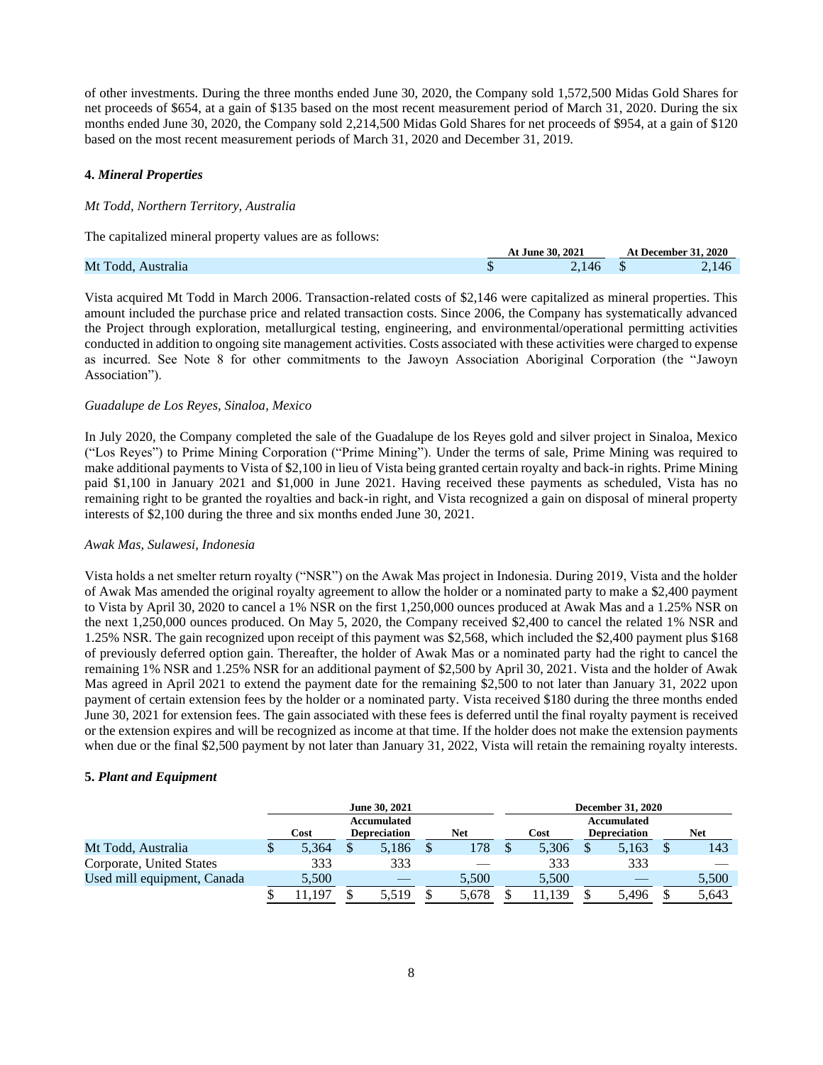of other investments. During the three months ended June 30, 2020, the Company sold 1,572,500 Midas Gold Shares for net proceeds of $654, at a gain of $135 based on the most recent measurement period of March 31, 2020. During the six months ended June 30, 2020, the Company sold 2,214,500 Midas Gold Shares for net proceeds of $954, at a gain of $120 based on the most recent measurement periods of March 31, 2020 and December 31, 2019.

**4.** ***Mineral Properties***

*Mt Todd, Northern Territory, Australia*

The capitalized mineral property values are as follows:

| | At June 30, 2021 | At December 31, 2020 |
|---|---|---|
| Mt Todd, Australia | $ 2,146 | $ 2,146 |

Vista acquired Mt Todd in March 2006. Transaction-related costs of $2,146 were capitalized as mineral properties. This amount included the purchase price and related transaction costs. Since 2006, the Company has systematically advanced the Project through exploration, metallurgical testing, engineering, and environmental/operational permitting activities conducted in addition to ongoing site management activities. Costs associated with these activities were charged to expense as incurred. See Note 8 for other commitments to the Jawoyn Association Aboriginal Corporation (the "Jawoyn Association").

*Guadalupe de Los Reyes, Sinaloa, Mexico*

In July 2020, the Company completed the sale of the Guadalupe de los Reyes gold and silver project in Sinaloa, Mexico ("Los Reyes") to Prime Mining Corporation ("Prime Mining"). Under the terms of sale, Prime Mining was required to make additional payments to Vista of $2,100 in lieu of Vista being granted certain royalty and back-in rights. Prime Mining paid $1,100 in January 2021 and $1,000 in June 2021. Having received these payments as scheduled, Vista has no remaining right to be granted the royalties and back-in right, and Vista recognized a gain on disposal of mineral property interests of $2,100 during the three and six months ended June 30, 2021.

*Awak Mas, Sulawesi, Indonesia*

Vista holds a net smelter return royalty ("NSR") on the Awak Mas project in Indonesia. During 2019, Vista and the holder of Awak Mas amended the original royalty agreement to allow the holder or a nominated party to make a $2,400 payment to Vista by April 30, 2020 to cancel a 1% NSR on the first 1,250,000 ounces produced at Awak Mas and a 1.25% NSR on the next 1,250,000 ounces produced. On May 5, 2020, the Company received $2,400 to cancel the related 1% NSR and 1.25% NSR. The gain recognized upon receipt of this payment was $2,568, which included the $2,400 payment plus $168 of previously deferred option gain. Thereafter, the holder of Awak Mas or a nominated party had the right to cancel the remaining 1% NSR and 1.25% NSR for an additional payment of $2,500 by April 30, 2021. Vista and the holder of Awak Mas agreed in April 2021 to extend the payment date for the remaining $2,500 to not later than January 31, 2022 upon payment of certain extension fees by the holder or a nominated party. Vista received $180 during the three months ended June 30, 2021 for extension fees. The gain associated with these fees is deferred until the final royalty payment is received or the extension expires and will be recognized as income at that time. If the holder does not make the extension payments when due or the final $2,500 payment by not later than January 31, 2022, Vista will retain the remaining royalty interests.

**5.** ***Plant and Equipment***

| | June 30, 2021 | | | December 31, 2020 | | |
|---|---|---|---|---|---|---|
| | Cost | Accumulated Depreciation | Net | Cost | Accumulated Depreciation | Net |
| Mt Todd, Australia | $ 5,364 | $ 5,186 | $ 178 | $ 5,306 | $ 5,163 | $ 143 |
| Corporate, United States | 333 | 333 | — | 333 | 333 | — |
| Used mill equipment, Canada | 5,500 | — | 5,500 | 5,500 | — | 5,500 |
| | $ 11,197 | $ 5,519 | $ 5,678 | $ 11,139 | $ 5,496 | $ 5,643 |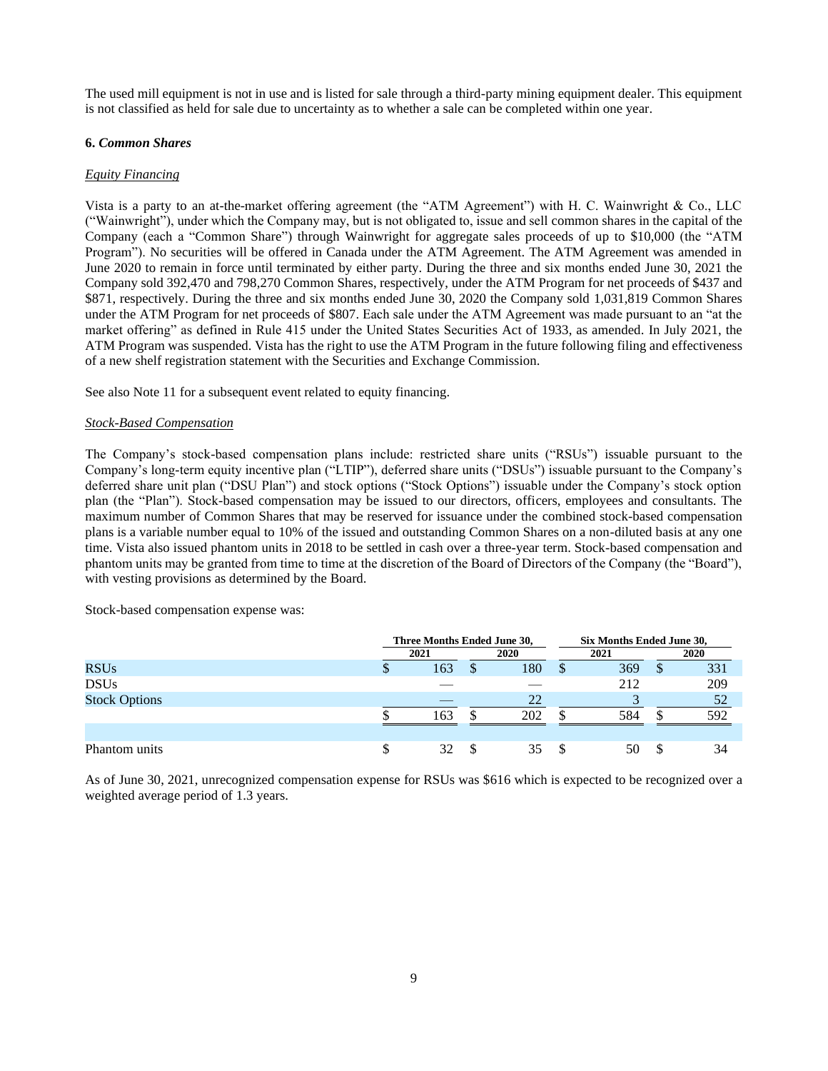The used mill equipment is not in use and is listed for sale through a third-party mining equipment dealer. This equipment is not classified as held for sale due to uncertainty as to whether a sale can be completed within one year.

### 6. *Common Shares*

*Equity Financing*

Vista is a party to an at-the-market offering agreement (the "ATM Agreement") with H. C. Wainwright & Co., LLC ("Wainwright"), under which the Company may, but is not obligated to, issue and sell common shares in the capital of the Company (each a "Common Share") through Wainwright for aggregate sales proceeds of up to $10,000 (the "ATM Program"). No securities will be offered in Canada under the ATM Agreement. The ATM Agreement was amended in June 2020 to remain in force until terminated by either party. During the three and six months ended June 30, 2021 the Company sold 392,470 and 798,270 Common Shares, respectively, under the ATM Program for net proceeds of $437 and $871, respectively. During the three and six months ended June 30, 2020 the Company sold 1,031,819 Common Shares under the ATM Program for net proceeds of $807. Each sale under the ATM Agreement was made pursuant to an "at the market offering" as defined in Rule 415 under the United States Securities Act of 1933, as amended. In July 2021, the ATM Program was suspended. Vista has the right to use the ATM Program in the future following filing and effectiveness of a new shelf registration statement with the Securities and Exchange Commission.

See also Note 11 for a subsequent event related to equity financing.

*Stock-Based Compensation*

The Company's stock-based compensation plans include: restricted share units ("RSUs") issuable pursuant to the Company's long-term equity incentive plan ("LTIP"), deferred share units ("DSUs") issuable pursuant to the Company's deferred share unit plan ("DSU Plan") and stock options ("Stock Options") issuable under the Company's stock option plan (the "Plan"). Stock-based compensation may be issued to our directors, officers, employees and consultants. The maximum number of Common Shares that may be reserved for issuance under the combined stock-based compensation plans is a variable number equal to 10% of the issued and outstanding Common Shares on a non-diluted basis at any one time. Vista also issued phantom units in 2018 to be settled in cash over a three-year term. Stock-based compensation and phantom units may be granted from time to time at the discretion of the Board of Directors of the Company (the "Board"), with vesting provisions as determined by the Board.

Stock-based compensation expense was:

| | Three Months Ended June 30, | | Six Months Ended June 30, | |
|---|---|---|---|---|
| | 2021 | 2020 | 2021 | 2020 |
| RSUs | $ 163 | $ 180 | $ 369 | $ 331 |
| DSUs | — | — | 212 | 209 |
| Stock Options | — | 22 | 3 | 52 |
| | $ 163 | $ 202 | $ 584 | $ 592 |
| | | | | |
| Phantom units | $ 32 | $ 35 | $ 50 | $ 34 |

As of June 30, 2021, unrecognized compensation expense for RSUs was $616 which is expected to be recognized over a weighted average period of 1.3 years.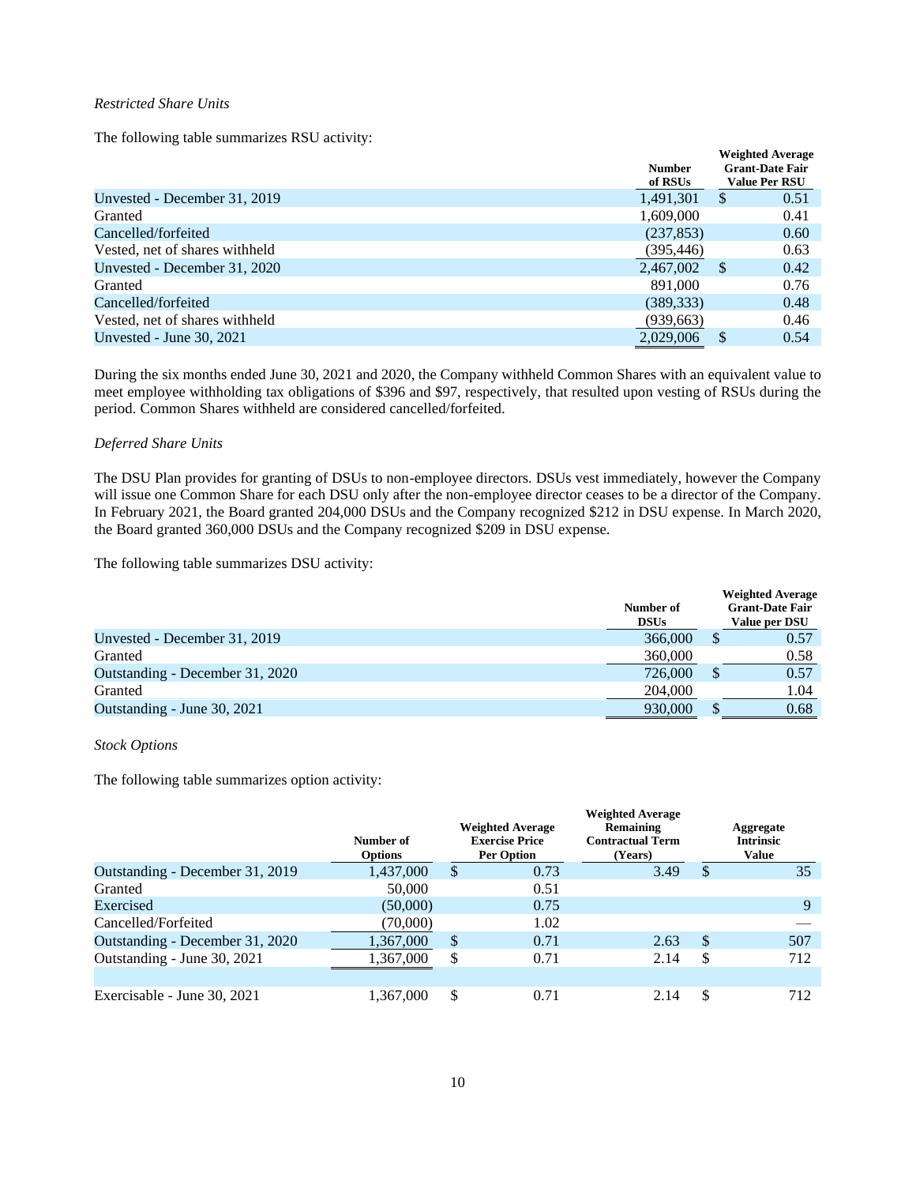*Restricted Share Units*

The following table summarizes RSU activity:

| | Number of RSUs | Weighted Average Grant-Date Fair Value Per RSU |
|---|---|---|
| Unvested - December 31, 2019 | 1,491,301 | $ 0.51 |
| Granted | 1,609,000 | 0.41 |
| Cancelled/forfeited | (237,853) | 0.60 |
| Vested, net of shares withheld | (395,446) | 0.63 |
| Unvested - December 31, 2020 | 2,467,002 | $ 0.42 |
| Granted | 891,000 | 0.76 |
| Cancelled/forfeited | (389,333) | 0.48 |
| Vested, net of shares withheld | (939,663) | 0.46 |
| Unvested - June 30, 2021 | 2,029,006 | $ 0.54 |

During the six months ended June 30, 2021 and 2020, the Company withheld Common Shares with an equivalent value to meet employee withholding tax obligations of $396 and $97, respectively, that resulted upon vesting of RSUs during the period. Common Shares withheld are considered cancelled/forfeited.

*Deferred Share Units*

The DSU Plan provides for granting of DSUs to non-employee directors. DSUs vest immediately, however the Company will issue one Common Share for each DSU only after the non-employee director ceases to be a director of the Company. In February 2021, the Board granted 204,000 DSUs and the Company recognized $212 in DSU expense. In March 2020, the Board granted 360,000 DSUs and the Company recognized $209 in DSU expense.

The following table summarizes DSU activity:

| | Number of DSUs | Weighted Average Grant-Date Fair Value per DSU |
|---|---|---|
| Unvested - December 31, 2019 | 366,000 | $ 0.57 |
| Granted | 360,000 | 0.58 |
| Outstanding - December 31, 2020 | 726,000 | $ 0.57 |
| Granted | 204,000 | 1.04 |
| Outstanding - June 30, 2021 | 930,000 | $ 0.68 |

*Stock Options*

The following table summarizes option activity:

| | Number of Options | Weighted Average Exercise Price Per Option | Weighted Average Remaining Contractual Term (Years) | Aggregate Intrinsic Value |
|---|---|---|---|---|
| Outstanding - December 31, 2019 | 1,437,000 | $ 0.73 | 3.49 | $ 35 |
| Granted | 50,000 | 0.51 | | |
| Exercised | (50,000) | 0.75 | | 9 |
| Cancelled/Forfeited | (70,000) | 1.02 | | — |
| Outstanding - December 31, 2020 | 1,367,000 | $ 0.71 | 2.63 | $ 507 |
| Outstanding - June 30, 2021 | 1,367,000 | $ 0.71 | 2.14 | $ 712 |
| | | | | |
| Exercisable - June 30, 2021 | 1,367,000 | $ 0.71 | 2.14 | $ 712 |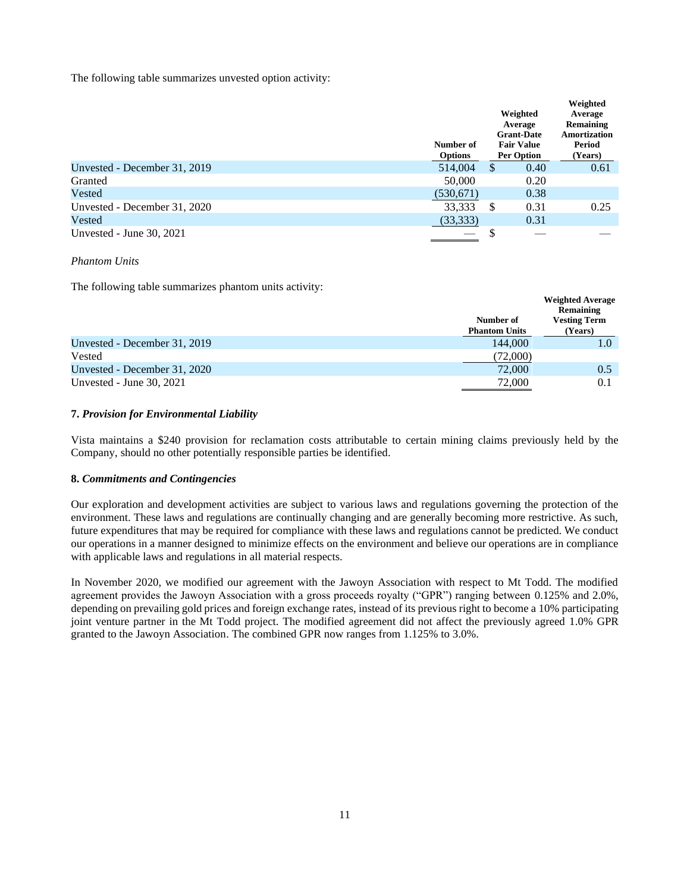The following table summarizes unvested option activity:

| | Number of Options | Weighted Average Grant-Date Fair Value Per Option | Weighted Average Remaining Amortization Period (Years) |
|---|---|---|---|
| Unvested - December 31, 2019 | 514,004 | $ 0.40 | 0.61 |
| Granted | 50,000 | 0.20 | |
| Vested | (530,671) | 0.38 | |
| Unvested - December 31, 2020 | 33,333 | $ 0.31 | 0.25 |
| Vested | (33,333) | 0.31 | |
| Unvested - June 30, 2021 | — | $ — | — |

*Phantom Units*

The following table summarizes phantom units activity:

| | Number of Phantom Units | Weighted Average Remaining Vesting Term (Years) |
|---|---|---|
| Unvested - December 31, 2019 | 144,000 | 1.0 |
| Vested | (72,000) | |
| Unvested - December 31, 2020 | 72,000 | 0.5 |
| Unvested - June 30, 2021 | 72,000 | 0.1 |

### 7. *Provision for Environmental Liability*

Vista maintains a $240 provision for reclamation costs attributable to certain mining claims previously held by the Company, should no other potentially responsible parties be identified.

### 8. *Commitments and Contingencies*

Our exploration and development activities are subject to various laws and regulations governing the protection of the environment. These laws and regulations are continually changing and are generally becoming more restrictive. As such, future expenditures that may be required for compliance with these laws and regulations cannot be predicted. We conduct our operations in a manner designed to minimize effects on the environment and believe our operations are in compliance with applicable laws and regulations in all material respects.

In November 2020, we modified our agreement with the Jawoyn Association with respect to Mt Todd. The modified agreement provides the Jawoyn Association with a gross proceeds royalty ("GPR") ranging between 0.125% and 2.0%, depending on prevailing gold prices and foreign exchange rates, instead of its previous right to become a 10% participating joint venture partner in the Mt Todd project. The modified agreement did not affect the previously agreed 1.0% GPR granted to the Jawoyn Association. The combined GPR now ranges from 1.125% to 3.0%.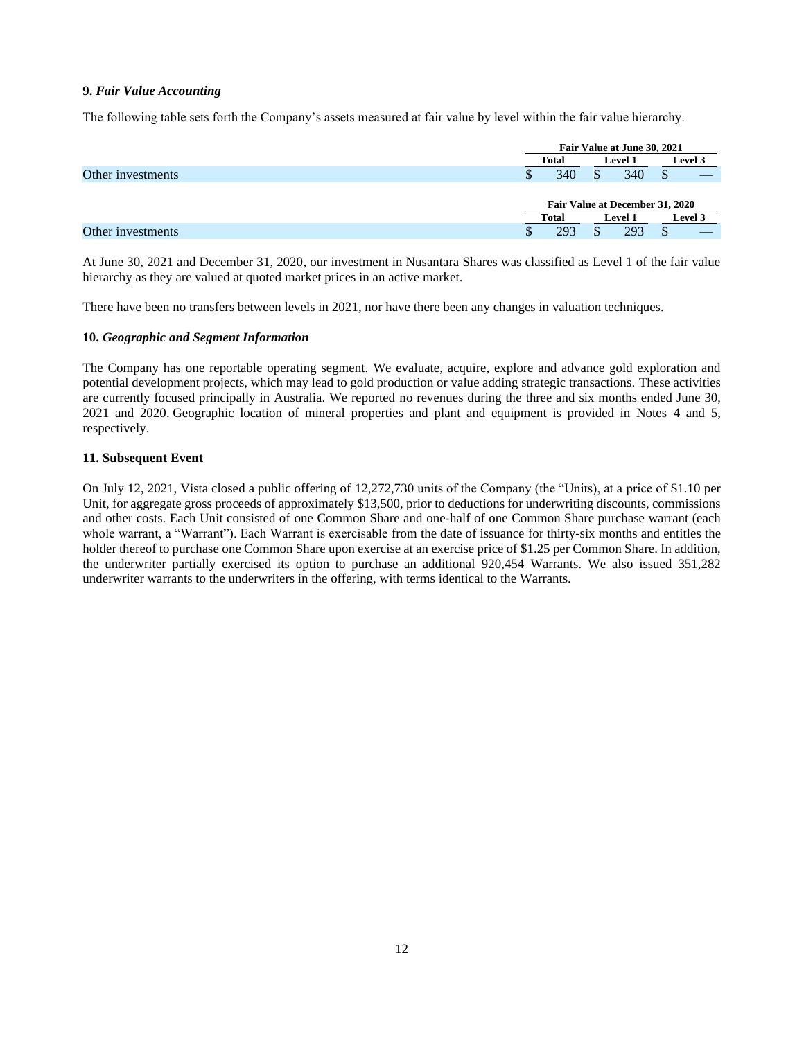**9.** ***Fair Value Accounting***

The following table sets forth the Company's assets measured at fair value by level within the fair value hierarchy.

| | Fair Value at June 30, 2021 | | |
|---|---|---|---|
| | Total | Level 1 | Level 3 |
| Other investments | $ 340 | $ 340 | $ — |

| | Fair Value at December 31, 2020 | | |
|---|---|---|---|
| | Total | Level 1 | Level 3 |
| Other investments | $ 293 | $ 293 | $ — |

At June 30, 2021 and December 31, 2020, our investment in Nusantara Shares was classified as Level 1 of the fair value hierarchy as they are valued at quoted market prices in an active market.

There have been no transfers between levels in 2021, nor have there been any changes in valuation techniques.

**10.** ***Geographic and Segment Information***

The Company has one reportable operating segment. We evaluate, acquire, explore and advance gold exploration and potential development projects, which may lead to gold production or value adding strategic transactions. These activities are currently focused principally in Australia. We reported no revenues during the three and six months ended June 30, 2021 and 2020. Geographic location of mineral properties and plant and equipment is provided in Notes 4 and 5, respectively.

**11. Subsequent Event**

On July 12, 2021, Vista closed a public offering of 12,272,730 units of the Company (the "Units), at a price of $1.10 per Unit, for aggregate gross proceeds of approximately $13,500, prior to deductions for underwriting discounts, commissions and other costs. Each Unit consisted of one Common Share and one-half of one Common Share purchase warrant (each whole warrant, a "Warrant"). Each Warrant is exercisable from the date of issuance for thirty-six months and entitles the holder thereof to purchase one Common Share upon exercise at an exercise price of $1.25 per Common Share. In addition, the underwriter partially exercised its option to purchase an additional 920,454 Warrants. We also issued 351,282 underwriter warrants to the underwriters in the offering, with terms identical to the Warrants.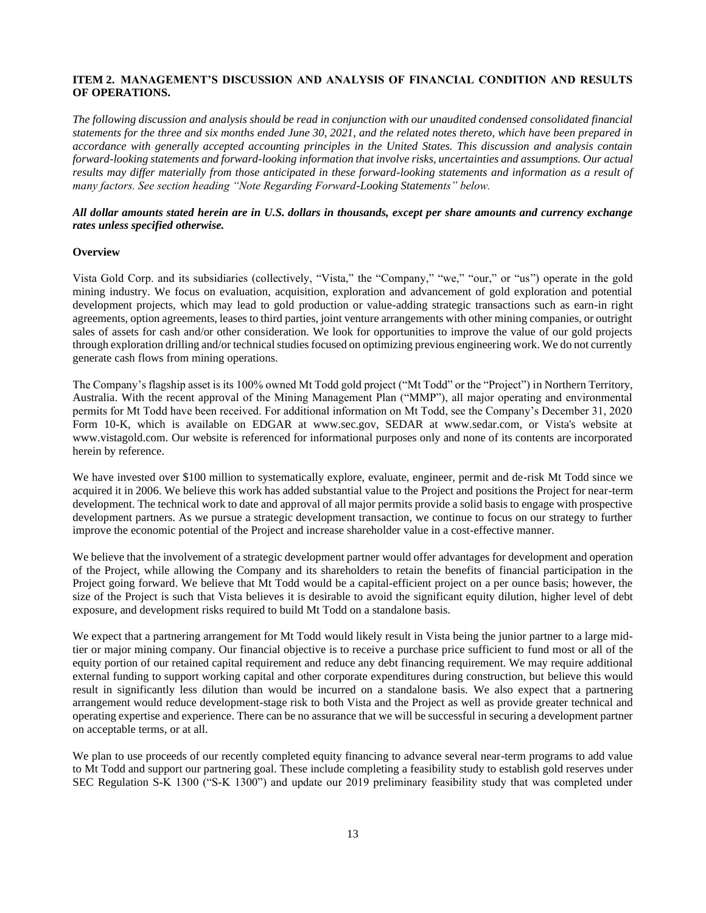**ITEM 2. MANAGEMENT'S DISCUSSION AND ANALYSIS OF FINANCIAL CONDITION AND RESULTS OF OPERATIONS.**

*The following discussion and analysis should be read in conjunction with our unaudited condensed consolidated financial statements for the three and six months ended June 30, 2021, and the related notes thereto, which have been prepared in accordance with generally accepted accounting principles in the United States. This discussion and analysis contain forward-looking statements and forward-looking information that involve risks, uncertainties and assumptions. Our actual results may differ materially from those anticipated in these forward-looking statements and information as a result of many factors. See section heading "Note Regarding Forward-Looking Statements" below.*

***All dollar amounts stated herein are in U.S. dollars in thousands, except per share amounts and currency exchange rates unless specified otherwise.***

**Overview**

Vista Gold Corp. and its subsidiaries (collectively, "Vista," the "Company," "we," "our," or "us") operate in the gold mining industry. We focus on evaluation, acquisition, exploration and advancement of gold exploration and potential development projects, which may lead to gold production or value-adding strategic transactions such as earn-in right agreements, option agreements, leases to third parties, joint venture arrangements with other mining companies, or outright sales of assets for cash and/or other consideration. We look for opportunities to improve the value of our gold projects through exploration drilling and/or technical studies focused on optimizing previous engineering work. We do not currently generate cash flows from mining operations.

The Company's flagship asset is its 100% owned Mt Todd gold project ("Mt Todd" or the "Project") in Northern Territory, Australia. With the recent approval of the Mining Management Plan ("MMP"), all major operating and environmental permits for Mt Todd have been received. For additional information on Mt Todd, see the Company's December 31, 2020 Form 10-K, which is available on EDGAR at www.sec.gov, SEDAR at www.sedar.com, or Vista's website at www.vistagold.com. Our website is referenced for informational purposes only and none of its contents are incorporated herein by reference.

We have invested over $100 million to systematically explore, evaluate, engineer, permit and de-risk Mt Todd since we acquired it in 2006. We believe this work has added substantial value to the Project and positions the Project for near-term development. The technical work to date and approval of all major permits provide a solid basis to engage with prospective development partners. As we pursue a strategic development transaction, we continue to focus on our strategy to further improve the economic potential of the Project and increase shareholder value in a cost-effective manner.

We believe that the involvement of a strategic development partner would offer advantages for development and operation of the Project, while allowing the Company and its shareholders to retain the benefits of financial participation in the Project going forward. We believe that Mt Todd would be a capital-efficient project on a per ounce basis; however, the size of the Project is such that Vista believes it is desirable to avoid the significant equity dilution, higher level of debt exposure, and development risks required to build Mt Todd on a standalone basis.

We expect that a partnering arrangement for Mt Todd would likely result in Vista being the junior partner to a large mid-tier or major mining company. Our financial objective is to receive a purchase price sufficient to fund most or all of the equity portion of our retained capital requirement and reduce any debt financing requirement. We may require additional external funding to support working capital and other corporate expenditures during construction, but believe this would result in significantly less dilution than would be incurred on a standalone basis. We also expect that a partnering arrangement would reduce development-stage risk to both Vista and the Project as well as provide greater technical and operating expertise and experience. There can be no assurance that we will be successful in securing a development partner on acceptable terms, or at all.

We plan to use proceeds of our recently completed equity financing to advance several near-term programs to add value to Mt Todd and support our partnering goal. These include completing a feasibility study to establish gold reserves under SEC Regulation S-K 1300 ("S-K 1300") and update our 2019 preliminary feasibility study that was completed under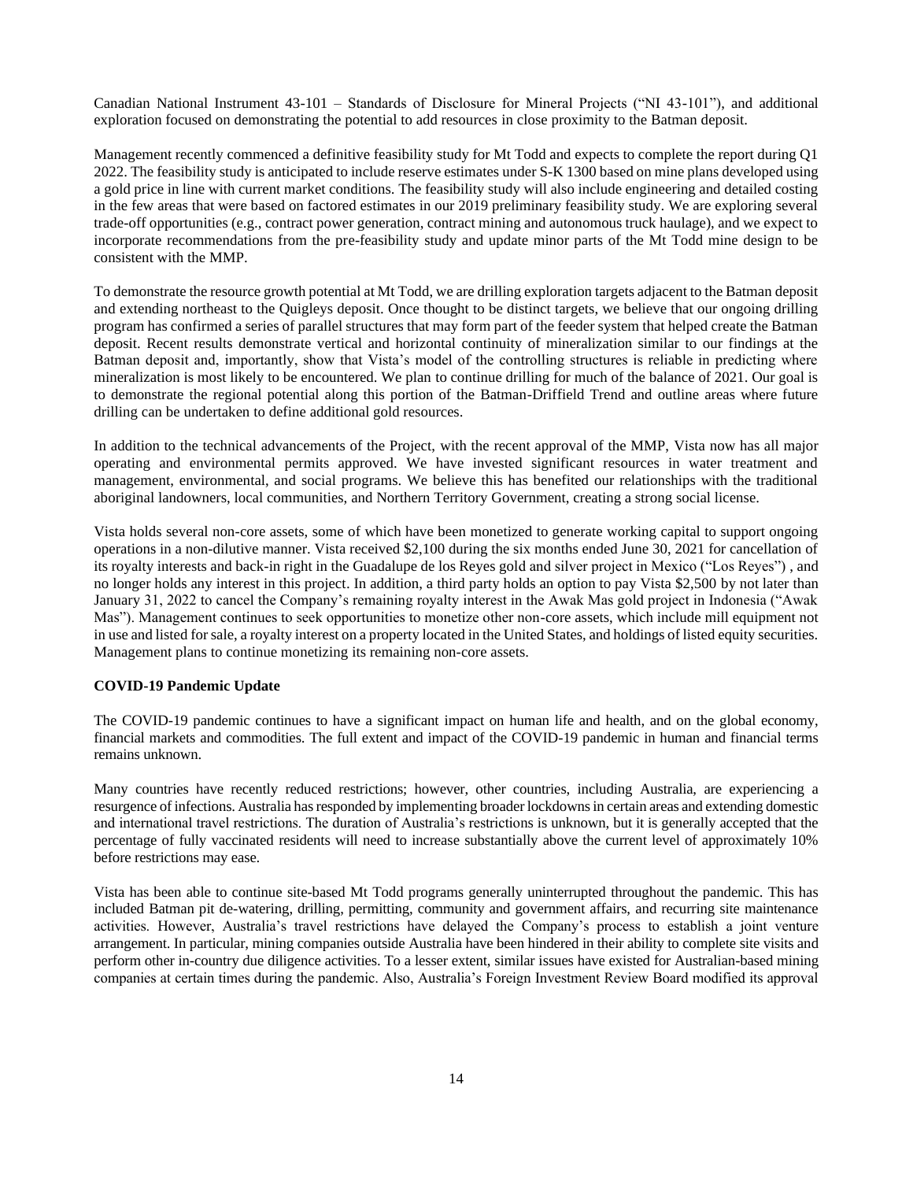Canadian National Instrument 43-101 – Standards of Disclosure for Mineral Projects ("NI 43-101"), and additional exploration focused on demonstrating the potential to add resources in close proximity to the Batman deposit.

Management recently commenced a definitive feasibility study for Mt Todd and expects to complete the report during Q1 2022. The feasibility study is anticipated to include reserve estimates under S-K 1300 based on mine plans developed using a gold price in line with current market conditions. The feasibility study will also include engineering and detailed costing in the few areas that were based on factored estimates in our 2019 preliminary feasibility study. We are exploring several trade-off opportunities (e.g., contract power generation, contract mining and autonomous truck haulage), and we expect to incorporate recommendations from the pre-feasibility study and update minor parts of the Mt Todd mine design to be consistent with the MMP.

To demonstrate the resource growth potential at Mt Todd, we are drilling exploration targets adjacent to the Batman deposit and extending northeast to the Quigleys deposit. Once thought to be distinct targets, we believe that our ongoing drilling program has confirmed a series of parallel structures that may form part of the feeder system that helped create the Batman deposit. Recent results demonstrate vertical and horizontal continuity of mineralization similar to our findings at the Batman deposit and, importantly, show that Vista's model of the controlling structures is reliable in predicting where mineralization is most likely to be encountered. We plan to continue drilling for much of the balance of 2021. Our goal is to demonstrate the regional potential along this portion of the Batman-Driffield Trend and outline areas where future drilling can be undertaken to define additional gold resources.

In addition to the technical advancements of the Project, with the recent approval of the MMP, Vista now has all major operating and environmental permits approved. We have invested significant resources in water treatment and management, environmental, and social programs. We believe this has benefited our relationships with the traditional aboriginal landowners, local communities, and Northern Territory Government, creating a strong social license.

Vista holds several non-core assets, some of which have been monetized to generate working capital to support ongoing operations in a non-dilutive manner. Vista received $2,100 during the six months ended June 30, 2021 for cancellation of its royalty interests and back-in right in the Guadalupe de los Reyes gold and silver project in Mexico ("Los Reyes") , and no longer holds any interest in this project. In addition, a third party holds an option to pay Vista $2,500 by not later than January 31, 2022 to cancel the Company's remaining royalty interest in the Awak Mas gold project in Indonesia ("Awak Mas"). Management continues to seek opportunities to monetize other non-core assets, which include mill equipment not in use and listed for sale, a royalty interest on a property located in the United States, and holdings of listed equity securities. Management plans to continue monetizing its remaining non-core assets.

**COVID-19 Pandemic Update**

The COVID-19 pandemic continues to have a significant impact on human life and health, and on the global economy, financial markets and commodities. The full extent and impact of the COVID-19 pandemic in human and financial terms remains unknown.

Many countries have recently reduced restrictions; however, other countries, including Australia, are experiencing a resurgence of infections. Australia has responded by implementing broader lockdowns in certain areas and extending domestic and international travel restrictions. The duration of Australia's restrictions is unknown, but it is generally accepted that the percentage of fully vaccinated residents will need to increase substantially above the current level of approximately 10% before restrictions may ease.

Vista has been able to continue site-based Mt Todd programs generally uninterrupted throughout the pandemic. This has included Batman pit de-watering, drilling, permitting, community and government affairs, and recurring site maintenance activities. However, Australia's travel restrictions have delayed the Company's process to establish a joint venture arrangement. In particular, mining companies outside Australia have been hindered in their ability to complete site visits and perform other in-country due diligence activities. To a lesser extent, similar issues have existed for Australian-based mining companies at certain times during the pandemic. Also, Australia's Foreign Investment Review Board modified its approval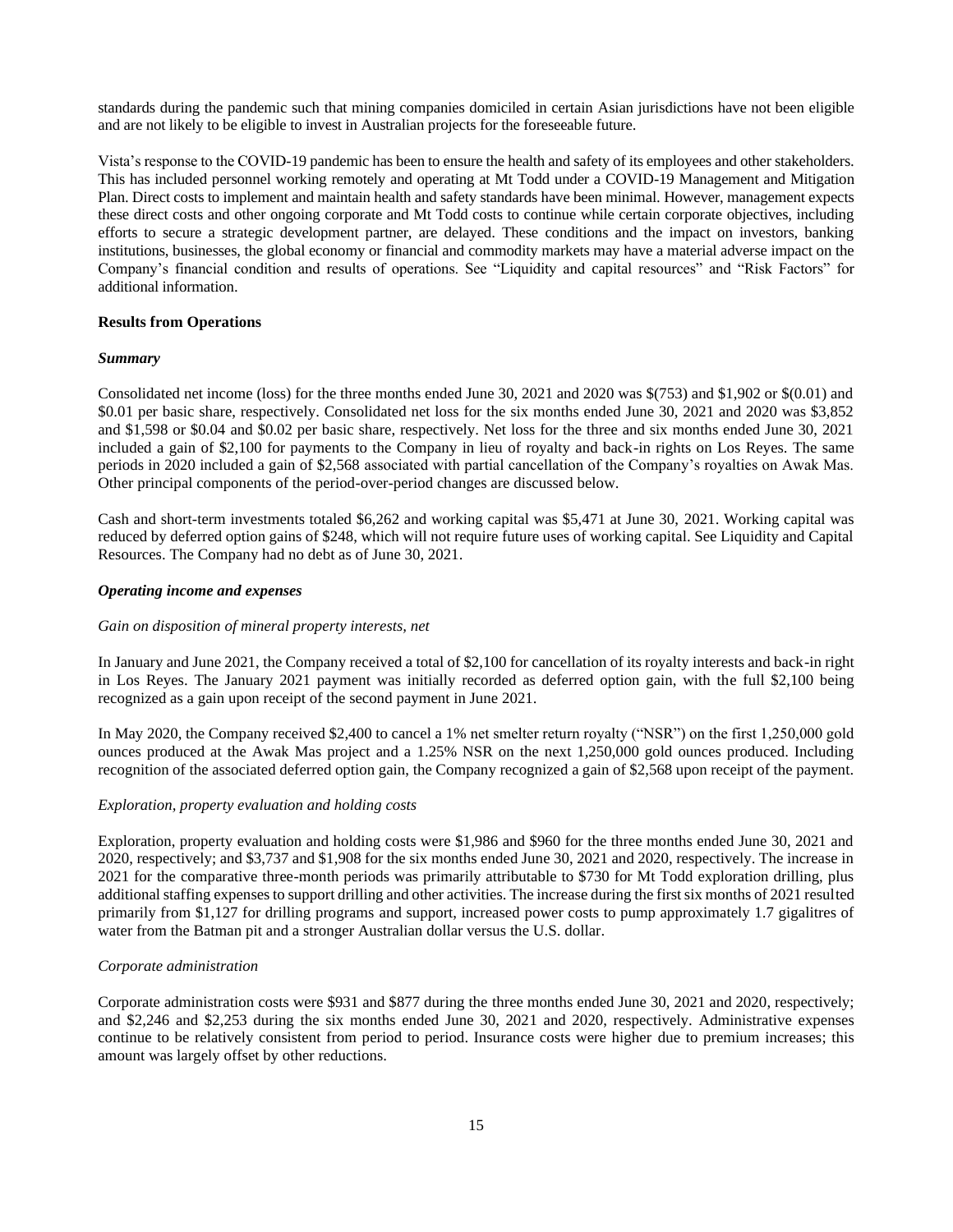standards during the pandemic such that mining companies domiciled in certain Asian jurisdictions have not been eligible and are not likely to be eligible to invest in Australian projects for the foreseeable future.

Vista's response to the COVID-19 pandemic has been to ensure the health and safety of its employees and other stakeholders. This has included personnel working remotely and operating at Mt Todd under a COVID-19 Management and Mitigation Plan. Direct costs to implement and maintain health and safety standards have been minimal. However, management expects these direct costs and other ongoing corporate and Mt Todd costs to continue while certain corporate objectives, including efforts to secure a strategic development partner, are delayed. These conditions and the impact on investors, banking institutions, businesses, the global economy or financial and commodity markets may have a material adverse impact on the Company's financial condition and results of operations. See "Liquidity and capital resources" and "Risk Factors" for additional information.

**Results from Operations**

***Summary***

Consolidated net income (loss) for the three months ended June 30, 2021 and 2020 was $(753) and $1,902 or $(0.01) and $0.01 per basic share, respectively. Consolidated net loss for the six months ended June 30, 2021 and 2020 was $3,852 and $1,598 or $0.04 and $0.02 per basic share, respectively. Net loss for the three and six months ended June 30, 2021 included a gain of $2,100 for payments to the Company in lieu of royalty and back-in rights on Los Reyes. The same periods in 2020 included a gain of $2,568 associated with partial cancellation of the Company's royalties on Awak Mas. Other principal components of the period-over-period changes are discussed below.

Cash and short-term investments totaled $6,262 and working capital was $5,471 at June 30, 2021. Working capital was reduced by deferred option gains of $248, which will not require future uses of working capital. See Liquidity and Capital Resources. The Company had no debt as of June 30, 2021.

***Operating income and expenses***

*Gain on disposition of mineral property interests, net*

In January and June 2021, the Company received a total of $2,100 for cancellation of its royalty interests and back-in right in Los Reyes. The January 2021 payment was initially recorded as deferred option gain, with the full $2,100 being recognized as a gain upon receipt of the second payment in June 2021.

In May 2020, the Company received $2,400 to cancel a 1% net smelter return royalty ("NSR") on the first 1,250,000 gold ounces produced at the Awak Mas project and a 1.25% NSR on the next 1,250,000 gold ounces produced. Including recognition of the associated deferred option gain, the Company recognized a gain of $2,568 upon receipt of the payment.

*Exploration, property evaluation and holding costs*

Exploration, property evaluation and holding costs were $1,986 and $960 for the three months ended June 30, 2021 and 2020, respectively; and $3,737 and $1,908 for the six months ended June 30, 2021 and 2020, respectively. The increase in 2021 for the comparative three-month periods was primarily attributable to $730 for Mt Todd exploration drilling, plus additional staffing expenses to support drilling and other activities. The increase during the first six months of 2021 resulted primarily from $1,127 for drilling programs and support, increased power costs to pump approximately 1.7 gigalitres of water from the Batman pit and a stronger Australian dollar versus the U.S. dollar.

*Corporate administration*

Corporate administration costs were $931 and $877 during the three months ended June 30, 2021 and 2020, respectively; and $2,246 and $2,253 during the six months ended June 30, 2021 and 2020, respectively. Administrative expenses continue to be relatively consistent from period to period. Insurance costs were higher due to premium increases; this amount was largely offset by other reductions.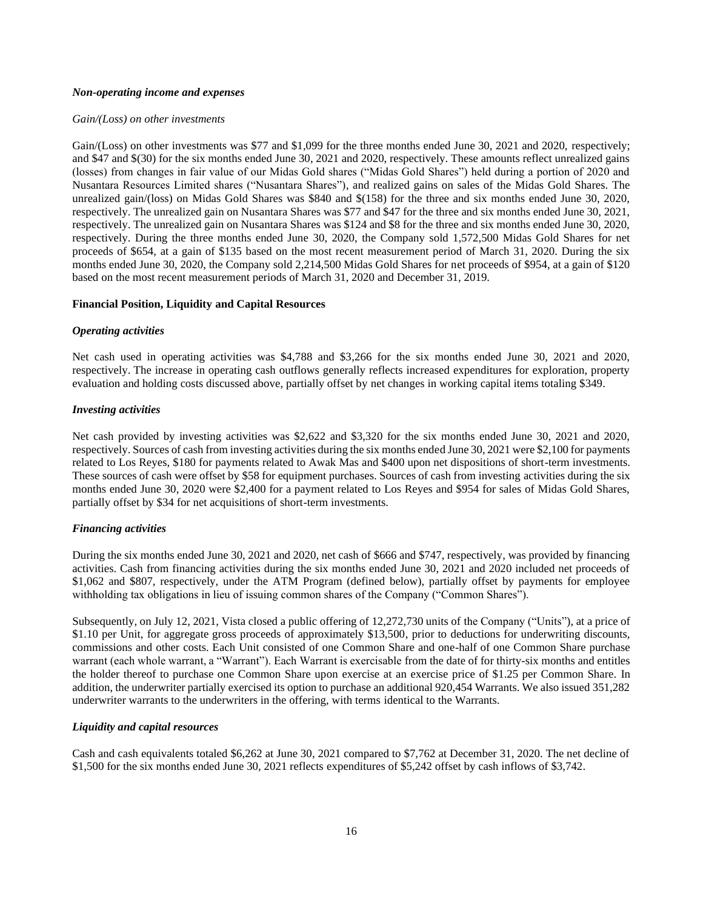***Non-operating income and expenses***

*Gain/(Loss) on other investments*

Gain/(Loss) on other investments was $77 and $1,099 for the three months ended June 30, 2021 and 2020, respectively; and $47 and $(30) for the six months ended June 30, 2021 and 2020, respectively. These amounts reflect unrealized gains (losses) from changes in fair value of our Midas Gold shares ("Midas Gold Shares") held during a portion of 2020 and Nusantara Resources Limited shares ("Nusantara Shares"), and realized gains on sales of the Midas Gold Shares. The unrealized gain/(loss) on Midas Gold Shares was $840 and $(158) for the three and six months ended June 30, 2020, respectively. The unrealized gain on Nusantara Shares was $77 and $47 for the three and six months ended June 30, 2021, respectively. The unrealized gain on Nusantara Shares was $124 and $8 for the three and six months ended June 30, 2020, respectively. During the three months ended June 30, 2020, the Company sold 1,572,500 Midas Gold Shares for net proceeds of $654, at a gain of $135 based on the most recent measurement period of March 31, 2020. During the six months ended June 30, 2020, the Company sold 2,214,500 Midas Gold Shares for net proceeds of $954, at a gain of $120 based on the most recent measurement periods of March 31, 2020 and December 31, 2019.

**Financial Position, Liquidity and Capital Resources**

***Operating activities***

Net cash used in operating activities was $4,788 and $3,266 for the six months ended June 30, 2021 and 2020, respectively. The increase in operating cash outflows generally reflects increased expenditures for exploration, property evaluation and holding costs discussed above, partially offset by net changes in working capital items totaling $349.

***Investing activities***

Net cash provided by investing activities was $2,622 and $3,320 for the six months ended June 30, 2021 and 2020, respectively. Sources of cash from investing activities during the six months ended June 30, 2021 were $2,100 for payments related to Los Reyes, $180 for payments related to Awak Mas and $400 upon net dispositions of short-term investments. These sources of cash were offset by $58 for equipment purchases. Sources of cash from investing activities during the six months ended June 30, 2020 were $2,400 for a payment related to Los Reyes and $954 for sales of Midas Gold Shares, partially offset by $34 for net acquisitions of short-term investments.

***Financing activities***

During the six months ended June 30, 2021 and 2020, net cash of $666 and $747, respectively, was provided by financing activities. Cash from financing activities during the six months ended June 30, 2021 and 2020 included net proceeds of $1,062 and $807, respectively, under the ATM Program (defined below), partially offset by payments for employee withholding tax obligations in lieu of issuing common shares of the Company ("Common Shares").

Subsequently, on July 12, 2021, Vista closed a public offering of 12,272,730 units of the Company ("Units"), at a price of $1.10 per Unit, for aggregate gross proceeds of approximately $13,500, prior to deductions for underwriting discounts, commissions and other costs. Each Unit consisted of one Common Share and one-half of one Common Share purchase warrant (each whole warrant, a "Warrant"). Each Warrant is exercisable from the date of for thirty-six months and entitles the holder thereof to purchase one Common Share upon exercise at an exercise price of $1.25 per Common Share. In addition, the underwriter partially exercised its option to purchase an additional 920,454 Warrants. We also issued 351,282 underwriter warrants to the underwriters in the offering, with terms identical to the Warrants.

***Liquidity and capital resources***

Cash and cash equivalents totaled $6,262 at June 30, 2021 compared to $7,762 at December 31, 2020. The net decline of $1,500 for the six months ended June 30, 2021 reflects expenditures of $5,242 offset by cash inflows of $3,742.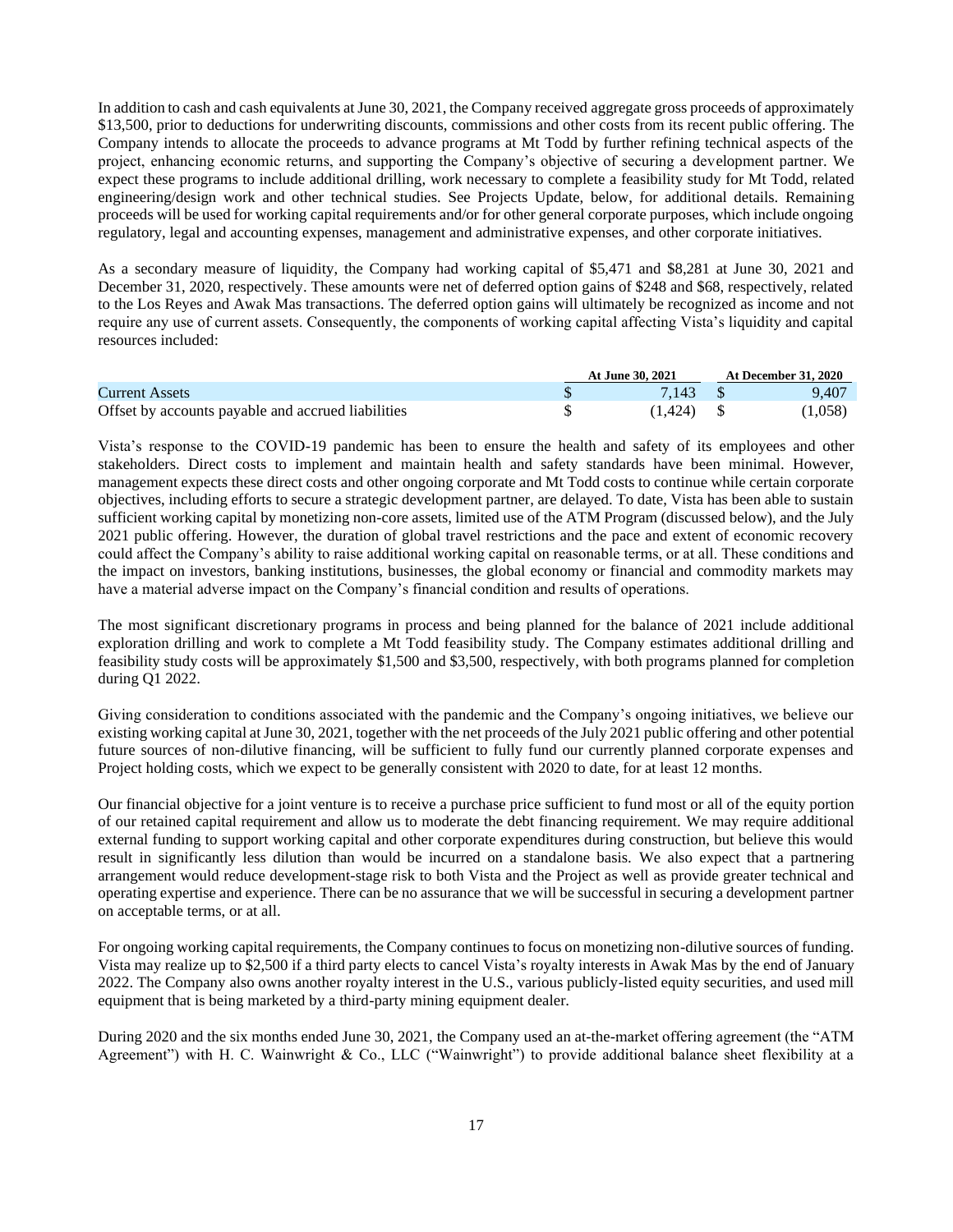In addition to cash and cash equivalents at June 30, 2021, the Company received aggregate gross proceeds of approximately $13,500, prior to deductions for underwriting discounts, commissions and other costs from its recent public offering. The Company intends to allocate the proceeds to advance programs at Mt Todd by further refining technical aspects of the project, enhancing economic returns, and supporting the Company's objective of securing a development partner. We expect these programs to include additional drilling, work necessary to complete a feasibility study for Mt Todd, related engineering/design work and other technical studies. See Projects Update, below, for additional details. Remaining proceeds will be used for working capital requirements and/or for other general corporate purposes, which include ongoing regulatory, legal and accounting expenses, management and administrative expenses, and other corporate initiatives.

As a secondary measure of liquidity, the Company had working capital of $5,471 and $8,281 at June 30, 2021 and December 31, 2020, respectively. These amounts were net of deferred option gains of $248 and $68, respectively, related to the Los Reyes and Awak Mas transactions. The deferred option gains will ultimately be recognized as income and not require any use of current assets. Consequently, the components of working capital affecting Vista's liquidity and capital resources included:

| | At June 30, 2021 | At December 31, 2020 |
|---|---|---|
| Current Assets | $ 7,143 | $ 9,407 |
| Offset by accounts payable and accrued liabilities | $ (1,424) | $ (1,058) |

Vista's response to the COVID-19 pandemic has been to ensure the health and safety of its employees and other stakeholders. Direct costs to implement and maintain health and safety standards have been minimal. However, management expects these direct costs and other ongoing corporate and Mt Todd costs to continue while certain corporate objectives, including efforts to secure a strategic development partner, are delayed. To date, Vista has been able to sustain sufficient working capital by monetizing non-core assets, limited use of the ATM Program (discussed below), and the July 2021 public offering. However, the duration of global travel restrictions and the pace and extent of economic recovery could affect the Company's ability to raise additional working capital on reasonable terms, or at all. These conditions and the impact on investors, banking institutions, businesses, the global economy or financial and commodity markets may have a material adverse impact on the Company's financial condition and results of operations.

The most significant discretionary programs in process and being planned for the balance of 2021 include additional exploration drilling and work to complete a Mt Todd feasibility study. The Company estimates additional drilling and feasibility study costs will be approximately $1,500 and $3,500, respectively, with both programs planned for completion during Q1 2022.

Giving consideration to conditions associated with the pandemic and the Company's ongoing initiatives, we believe our existing working capital at June 30, 2021, together with the net proceeds of the July 2021 public offering and other potential future sources of non-dilutive financing, will be sufficient to fully fund our currently planned corporate expenses and Project holding costs, which we expect to be generally consistent with 2020 to date, for at least 12 months.

Our financial objective for a joint venture is to receive a purchase price sufficient to fund most or all of the equity portion of our retained capital requirement and allow us to moderate the debt financing requirement. We may require additional external funding to support working capital and other corporate expenditures during construction, but believe this would result in significantly less dilution than would be incurred on a standalone basis. We also expect that a partnering arrangement would reduce development-stage risk to both Vista and the Project as well as provide greater technical and operating expertise and experience. There can be no assurance that we will be successful in securing a development partner on acceptable terms, or at all.

For ongoing working capital requirements, the Company continues to focus on monetizing non-dilutive sources of funding. Vista may realize up to $2,500 if a third party elects to cancel Vista's royalty interests in Awak Mas by the end of January 2022. The Company also owns another royalty interest in the U.S., various publicly-listed equity securities, and used mill equipment that is being marketed by a third-party mining equipment dealer.

During 2020 and the six months ended June 30, 2021, the Company used an at-the-market offering agreement (the "ATM Agreement") with H. C. Wainwright & Co., LLC ("Wainwright") to provide additional balance sheet flexibility at a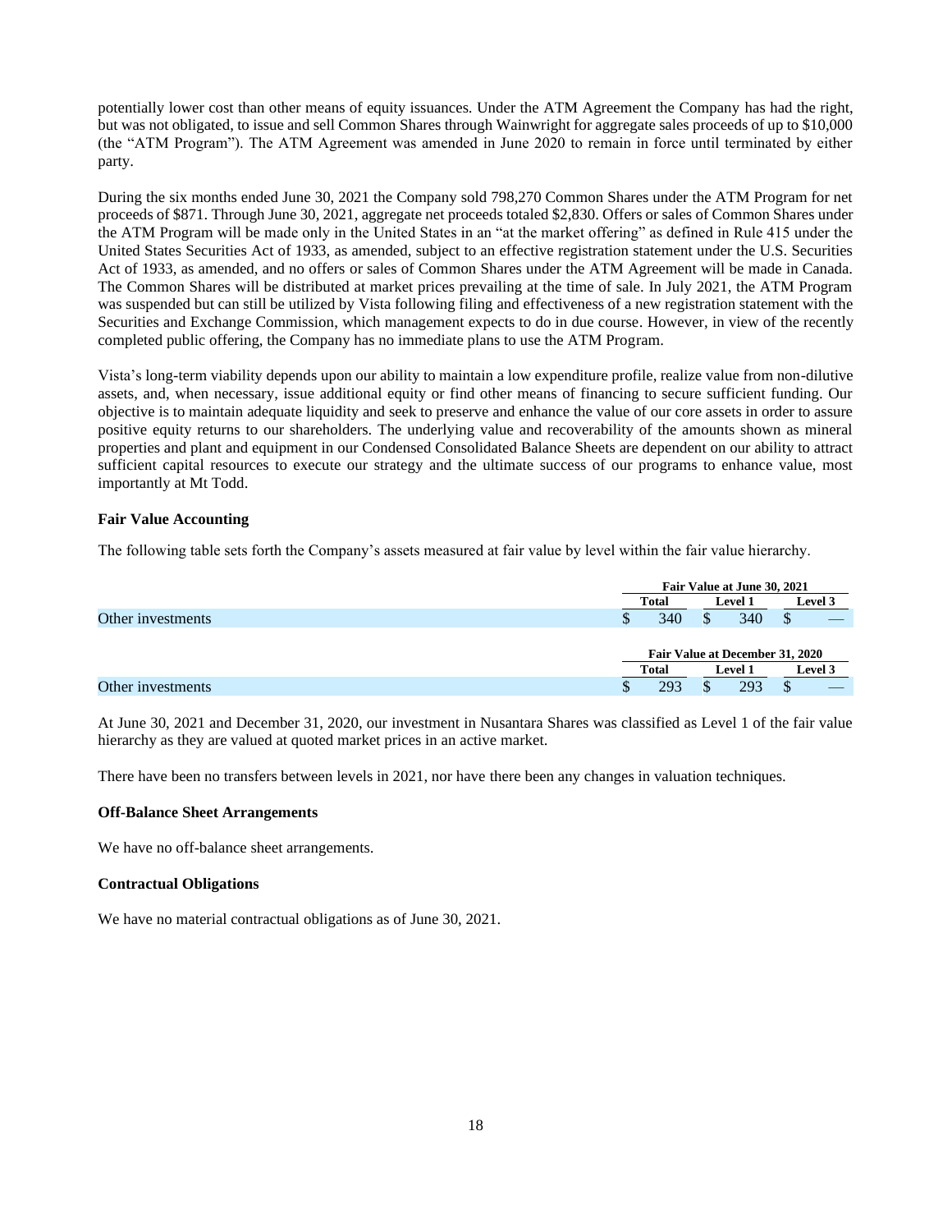potentially lower cost than other means of equity issuances. Under the ATM Agreement the Company has had the right, but was not obligated, to issue and sell Common Shares through Wainwright for aggregate sales proceeds of up to $10,000 (the "ATM Program"). The ATM Agreement was amended in June 2020 to remain in force until terminated by either party.

During the six months ended June 30, 2021 the Company sold 798,270 Common Shares under the ATM Program for net proceeds of $871. Through June 30, 2021, aggregate net proceeds totaled $2,830. Offers or sales of Common Shares under the ATM Program will be made only in the United States in an "at the market offering" as defined in Rule 415 under the United States Securities Act of 1933, as amended, subject to an effective registration statement under the U.S. Securities Act of 1933, as amended, and no offers or sales of Common Shares under the ATM Agreement will be made in Canada. The Common Shares will be distributed at market prices prevailing at the time of sale. In July 2021, the ATM Program was suspended but can still be utilized by Vista following filing and effectiveness of a new registration statement with the Securities and Exchange Commission, which management expects to do in due course. However, in view of the recently completed public offering, the Company has no immediate plans to use the ATM Program.

Vista's long-term viability depends upon our ability to maintain a low expenditure profile, realize value from non-dilutive assets, and, when necessary, issue additional equity or find other means of financing to secure sufficient funding. Our objective is to maintain adequate liquidity and seek to preserve and enhance the value of our core assets in order to assure positive equity returns to our shareholders. The underlying value and recoverability of the amounts shown as mineral properties and plant and equipment in our Condensed Consolidated Balance Sheets are dependent on our ability to attract sufficient capital resources to execute our strategy and the ultimate success of our programs to enhance value, most importantly at Mt Todd.

**Fair Value Accounting**

The following table sets forth the Company's assets measured at fair value by level within the fair value hierarchy.

| | Fair Value at June 30, 2021 | | |
|---|---|---|---|
| | Total | Level 1 | Level 3 |
| Other investments | $ 340 | $ 340 | $ — |

| | Fair Value at December 31, 2020 | | |
|---|---|---|---|
| | Total | Level 1 | Level 3 |
| Other investments | $ 293 | $ 293 | $ — |

At June 30, 2021 and December 31, 2020, our investment in Nusantara Shares was classified as Level 1 of the fair value hierarchy as they are valued at quoted market prices in an active market.

There have been no transfers between levels in 2021, nor have there been any changes in valuation techniques.

**Off-Balance Sheet Arrangements**

We have no off-balance sheet arrangements.

**Contractual Obligations**

We have no material contractual obligations as of June 30, 2021.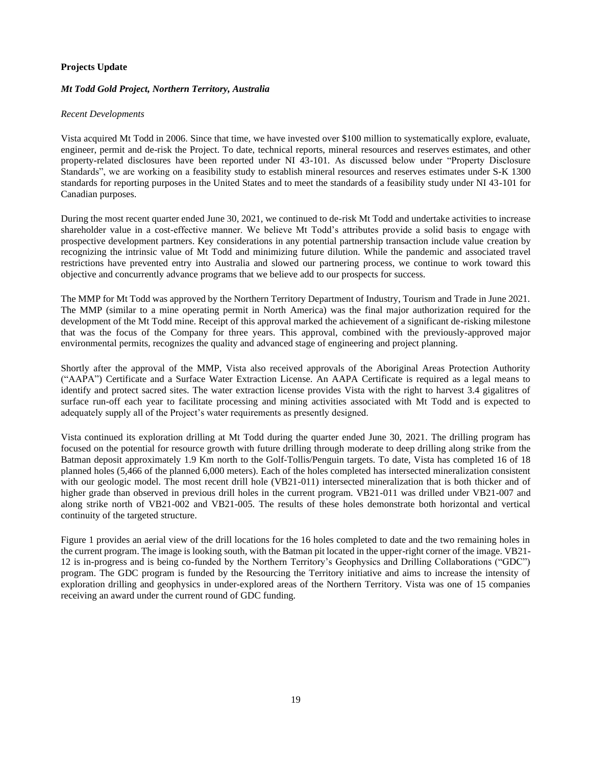**Projects Update**

***Mt Todd Gold Project, Northern Territory, Australia***

*Recent Developments*

Vista acquired Mt Todd in 2006. Since that time, we have invested over $100 million to systematically explore, evaluate, engineer, permit and de-risk the Project. To date, technical reports, mineral resources and reserves estimates, and other property-related disclosures have been reported under NI 43-101. As discussed below under "Property Disclosure Standards", we are working on a feasibility study to establish mineral resources and reserves estimates under S-K 1300 standards for reporting purposes in the United States and to meet the standards of a feasibility study under NI 43-101 for Canadian purposes.

During the most recent quarter ended June 30, 2021, we continued to de-risk Mt Todd and undertake activities to increase shareholder value in a cost-effective manner. We believe Mt Todd's attributes provide a solid basis to engage with prospective development partners. Key considerations in any potential partnership transaction include value creation by recognizing the intrinsic value of Mt Todd and minimizing future dilution. While the pandemic and associated travel restrictions have prevented entry into Australia and slowed our partnering process, we continue to work toward this objective and concurrently advance programs that we believe add to our prospects for success.

The MMP for Mt Todd was approved by the Northern Territory Department of Industry, Tourism and Trade in June 2021. The MMP (similar to a mine operating permit in North America) was the final major authorization required for the development of the Mt Todd mine. Receipt of this approval marked the achievement of a significant de-risking milestone that was the focus of the Company for three years. This approval, combined with the previously-approved major environmental permits, recognizes the quality and advanced stage of engineering and project planning.

Shortly after the approval of the MMP, Vista also received approvals of the Aboriginal Areas Protection Authority ("AAPA") Certificate and a Surface Water Extraction License. An AAPA Certificate is required as a legal means to identify and protect sacred sites. The water extraction license provides Vista with the right to harvest 3.4 gigalitres of surface run-off each year to facilitate processing and mining activities associated with Mt Todd and is expected to adequately supply all of the Project's water requirements as presently designed.

Vista continued its exploration drilling at Mt Todd during the quarter ended June 30, 2021. The drilling program has focused on the potential for resource growth with future drilling through moderate to deep drilling along strike from the Batman deposit approximately 1.9 Km north to the Golf-Tollis/Penguin targets. To date, Vista has completed 16 of 18 planned holes (5,466 of the planned 6,000 meters). Each of the holes completed has intersected mineralization consistent with our geologic model. The most recent drill hole (VB21-011) intersected mineralization that is both thicker and of higher grade than observed in previous drill holes in the current program. VB21-011 was drilled under VB21-007 and along strike north of VB21-002 and VB21-005. The results of these holes demonstrate both horizontal and vertical continuity of the targeted structure.

Figure 1 provides an aerial view of the drill locations for the 16 holes completed to date and the two remaining holes in the current program. The image is looking south, with the Batman pit located in the upper-right corner of the image. VB21-12 is in-progress and is being co-funded by the Northern Territory's Geophysics and Drilling Collaborations ("GDC") program. The GDC program is funded by the Resourcing the Territory initiative and aims to increase the intensity of exploration drilling and geophysics in under-explored areas of the Northern Territory. Vista was one of 15 companies receiving an award under the current round of GDC funding.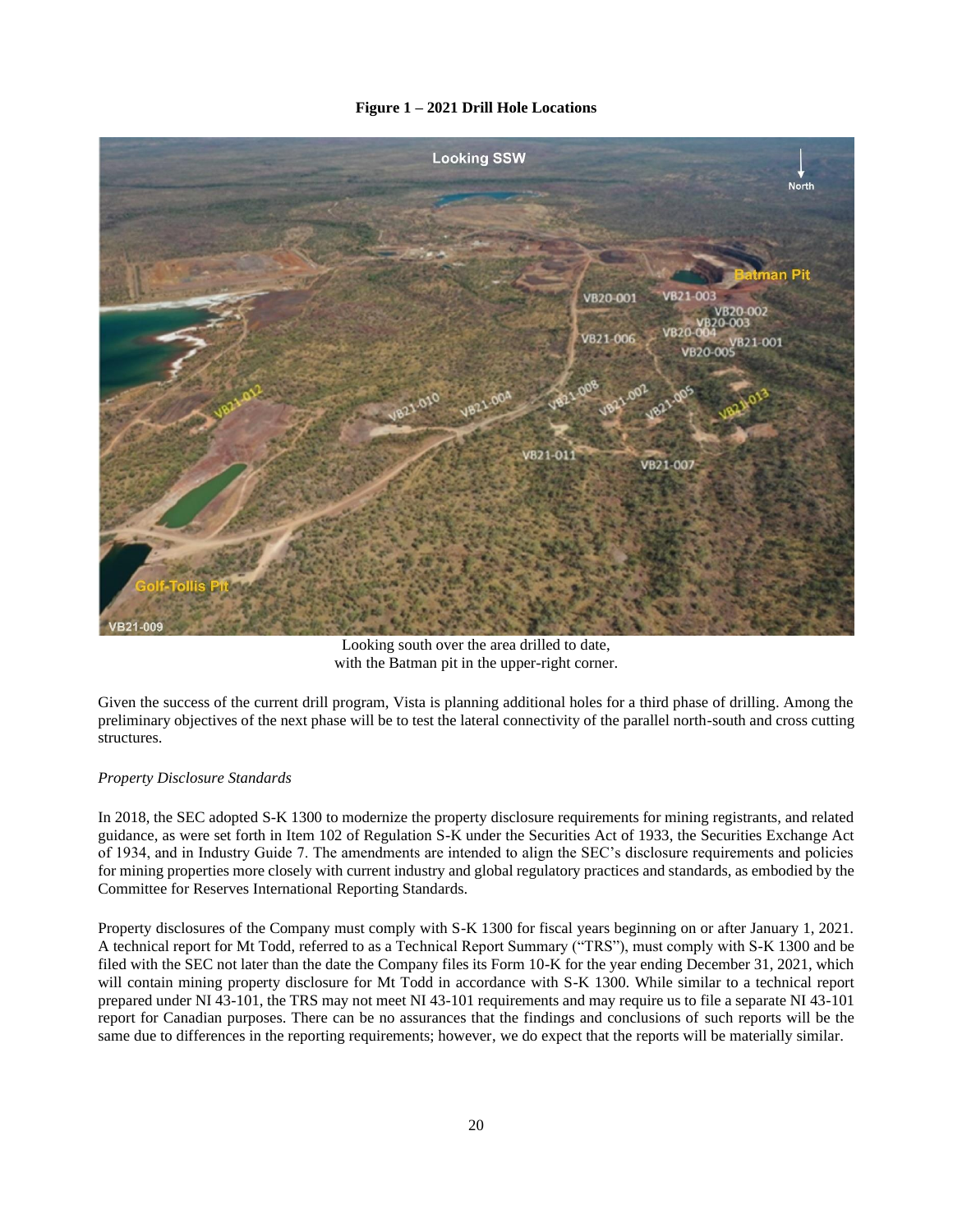**Figure 1 – 2021 Drill Hole Locations**

Looking south over the area drilled to date,
with the Batman pit in the upper-right corner.

Given the success of the current drill program, Vista is planning additional holes for a third phase of drilling. Among the preliminary objectives of the next phase will be to test the lateral connectivity of the parallel north-south and cross cutting structures.

*Property Disclosure Standards*

In 2018, the SEC adopted S-K 1300 to modernize the property disclosure requirements for mining registrants, and related guidance, as were set forth in Item 102 of Regulation S-K under the Securities Act of 1933, the Securities Exchange Act of 1934, and in Industry Guide 7. The amendments are intended to align the SEC's disclosure requirements and policies for mining properties more closely with current industry and global regulatory practices and standards, as embodied by the Committee for Reserves International Reporting Standards.

Property disclosures of the Company must comply with S-K 1300 for fiscal years beginning on or after January 1, 2021. A technical report for Mt Todd, referred to as a Technical Report Summary ("TRS"), must comply with S-K 1300 and be filed with the SEC not later than the date the Company files its Form 10-K for the year ending December 31, 2021, which will contain mining property disclosure for Mt Todd in accordance with S-K 1300. While similar to a technical report prepared under NI 43-101, the TRS may not meet NI 43-101 requirements and may require us to file a separate NI 43-101 report for Canadian purposes. There can be no assurances that the findings and conclusions of such reports will be the same due to differences in the reporting requirements; however, we do expect that the reports will be materially similar.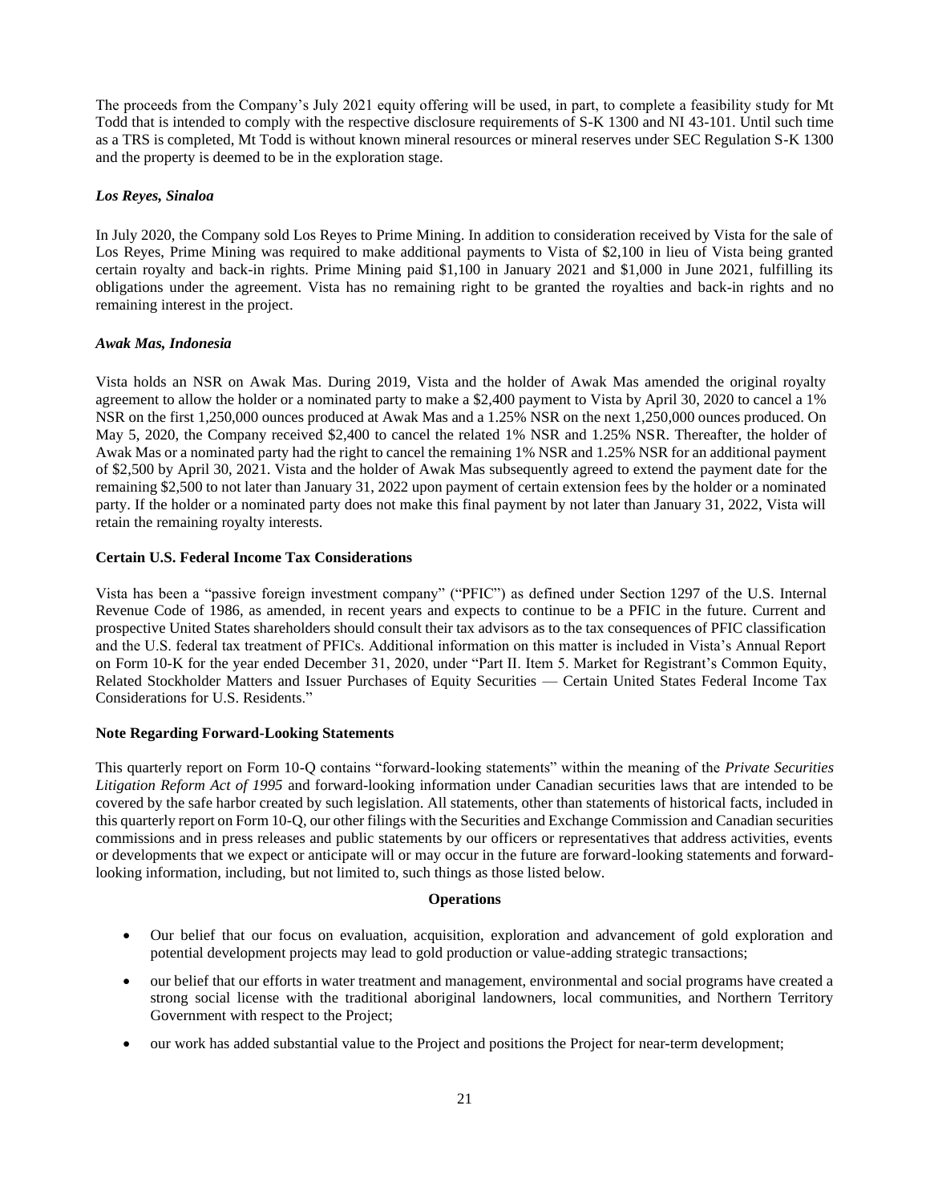The proceeds from the Company's July 2021 equity offering will be used, in part, to complete a feasibility study for Mt Todd that is intended to comply with the respective disclosure requirements of S-K 1300 and NI 43-101. Until such time as a TRS is completed, Mt Todd is without known mineral resources or mineral reserves under SEC Regulation S-K 1300 and the property is deemed to be in the exploration stage.

### *Los Reyes, Sinaloa*

In July 2020, the Company sold Los Reyes to Prime Mining. In addition to consideration received by Vista for the sale of Los Reyes, Prime Mining was required to make additional payments to Vista of $2,100 in lieu of Vista being granted certain royalty and back-in rights. Prime Mining paid $1,100 in January 2021 and $1,000 in June 2021, fulfilling its obligations under the agreement. Vista has no remaining right to be granted the royalties and back-in rights and no remaining interest in the project.

### *Awak Mas, Indonesia*

Vista holds an NSR on Awak Mas. During 2019, Vista and the holder of Awak Mas amended the original royalty agreement to allow the holder or a nominated party to make a $2,400 payment to Vista by April 30, 2020 to cancel a 1% NSR on the first 1,250,000 ounces produced at Awak Mas and a 1.25% NSR on the next 1,250,000 ounces produced. On May 5, 2020, the Company received $2,400 to cancel the related 1% NSR and 1.25% NSR. Thereafter, the holder of Awak Mas or a nominated party had the right to cancel the remaining 1% NSR and 1.25% NSR for an additional payment of $2,500 by April 30, 2021. Vista and the holder of Awak Mas subsequently agreed to extend the payment date for the remaining $2,500 to not later than January 31, 2022 upon payment of certain extension fees by the holder or a nominated party. If the holder or a nominated party does not make this final payment by not later than January 31, 2022, Vista will retain the remaining royalty interests.

## Certain U.S. Federal Income Tax Considerations

Vista has been a "passive foreign investment company" ("PFIC") as defined under Section 1297 of the U.S. Internal Revenue Code of 1986, as amended, in recent years and expects to continue to be a PFIC in the future. Current and prospective United States shareholders should consult their tax advisors as to the tax consequences of PFIC classification and the U.S. federal tax treatment of PFICs. Additional information on this matter is included in Vista's Annual Report on Form 10-K for the year ended December 31, 2020, under "Part II. Item 5. Market for Registrant's Common Equity, Related Stockholder Matters and Issuer Purchases of Equity Securities — Certain United States Federal Income Tax Considerations for U.S. Residents."

## Note Regarding Forward-Looking Statements

This quarterly report on Form 10-Q contains "forward-looking statements" within the meaning of the *Private Securities Litigation Reform Act of 1995* and forward-looking information under Canadian securities laws that are intended to be covered by the safe harbor created by such legislation. All statements, other than statements of historical facts, included in this quarterly report on Form 10-Q, our other filings with the Securities and Exchange Commission and Canadian securities commissions and in press releases and public statements by our officers or representatives that address activities, events or developments that we expect or anticipate will or may occur in the future are forward-looking statements and forward-looking information, including, but not limited to, such things as those listed below.

**Operations**

- Our belief that our focus on evaluation, acquisition, exploration and advancement of gold exploration and potential development projects may lead to gold production or value-adding strategic transactions;
- our belief that our efforts in water treatment and management, environmental and social programs have created a strong social license with the traditional aboriginal landowners, local communities, and Northern Territory Government with respect to the Project;
- our work has added substantial value to the Project and positions the Project for near-term development;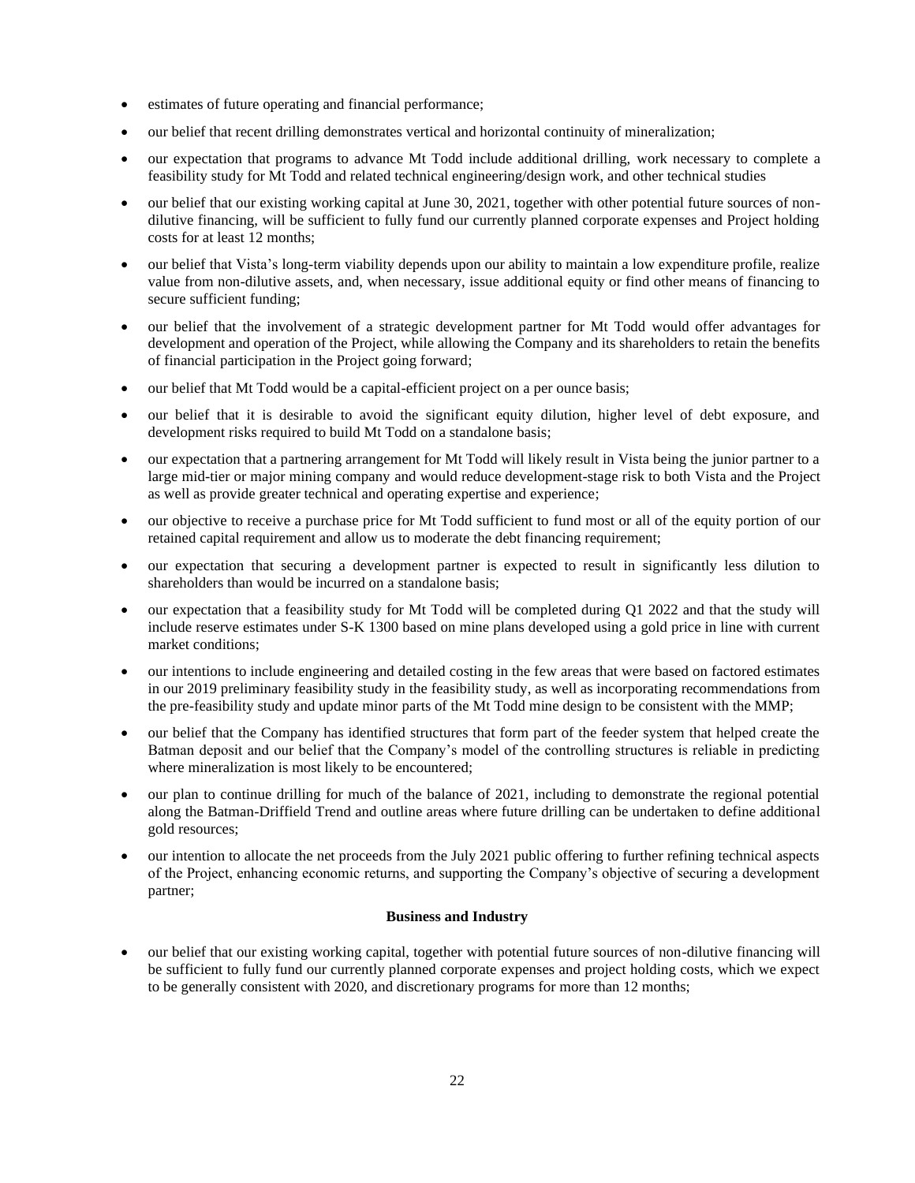- estimates of future operating and financial performance;
- our belief that recent drilling demonstrates vertical and horizontal continuity of mineralization;
- our expectation that programs to advance Mt Todd include additional drilling, work necessary to complete a feasibility study for Mt Todd and related technical engineering/design work, and other technical studies
- our belief that our existing working capital at June 30, 2021, together with other potential future sources of non-dilutive financing, will be sufficient to fully fund our currently planned corporate expenses and Project holding costs for at least 12 months;
- our belief that Vista's long-term viability depends upon our ability to maintain a low expenditure profile, realize value from non-dilutive assets, and, when necessary, issue additional equity or find other means of financing to secure sufficient funding;
- our belief that the involvement of a strategic development partner for Mt Todd would offer advantages for development and operation of the Project, while allowing the Company and its shareholders to retain the benefits of financial participation in the Project going forward;
- our belief that Mt Todd would be a capital-efficient project on a per ounce basis;
- our belief that it is desirable to avoid the significant equity dilution, higher level of debt exposure, and development risks required to build Mt Todd on a standalone basis;
- our expectation that a partnering arrangement for Mt Todd will likely result in Vista being the junior partner to a large mid-tier or major mining company and would reduce development-stage risk to both Vista and the Project as well as provide greater technical and operating expertise and experience;
- our objective to receive a purchase price for Mt Todd sufficient to fund most or all of the equity portion of our retained capital requirement and allow us to moderate the debt financing requirement;
- our expectation that securing a development partner is expected to result in significantly less dilution to shareholders than would be incurred on a standalone basis;
- our expectation that a feasibility study for Mt Todd will be completed during Q1 2022 and that the study will include reserve estimates under S-K 1300 based on mine plans developed using a gold price in line with current market conditions;
- our intentions to include engineering and detailed costing in the few areas that were based on factored estimates in our 2019 preliminary feasibility study in the feasibility study, as well as incorporating recommendations from the pre-feasibility study and update minor parts of the Mt Todd mine design to be consistent with the MMP;
- our belief that the Company has identified structures that form part of the feeder system that helped create the Batman deposit and our belief that the Company's model of the controlling structures is reliable in predicting where mineralization is most likely to be encountered;
- our plan to continue drilling for much of the balance of 2021, including to demonstrate the regional potential along the Batman-Driffield Trend and outline areas where future drilling can be undertaken to define additional gold resources;
- our intention to allocate the net proceeds from the July 2021 public offering to further refining technical aspects of the Project, enhancing economic returns, and supporting the Company's objective of securing a development partner;

**Business and Industry**

- our belief that our existing working capital, together with potential future sources of non-dilutive financing will be sufficient to fully fund our currently planned corporate expenses and project holding costs, which we expect to be generally consistent with 2020, and discretionary programs for more than 12 months;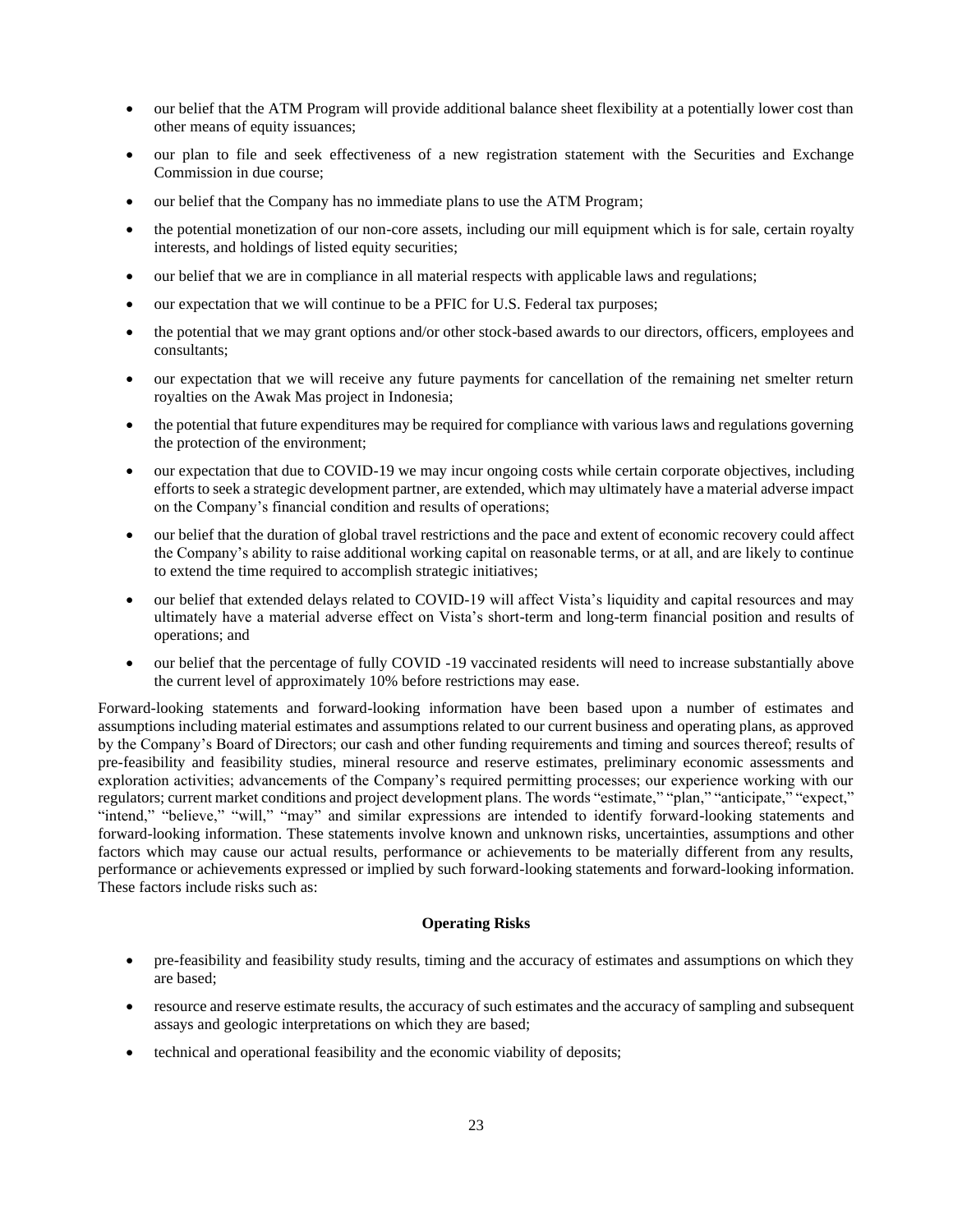- our belief that the ATM Program will provide additional balance sheet flexibility at a potentially lower cost than other means of equity issuances;
- our plan to file and seek effectiveness of a new registration statement with the Securities and Exchange Commission in due course;
- our belief that the Company has no immediate plans to use the ATM Program;
- the potential monetization of our non-core assets, including our mill equipment which is for sale, certain royalty interests, and holdings of listed equity securities;
- our belief that we are in compliance in all material respects with applicable laws and regulations;
- our expectation that we will continue to be a PFIC for U.S. Federal tax purposes;
- the potential that we may grant options and/or other stock-based awards to our directors, officers, employees and consultants;
- our expectation that we will receive any future payments for cancellation of the remaining net smelter return royalties on the Awak Mas project in Indonesia;
- the potential that future expenditures may be required for compliance with various laws and regulations governing the protection of the environment;
- our expectation that due to COVID-19 we may incur ongoing costs while certain corporate objectives, including efforts to seek a strategic development partner, are extended, which may ultimately have a material adverse impact on the Company's financial condition and results of operations;
- our belief that the duration of global travel restrictions and the pace and extent of economic recovery could affect the Company's ability to raise additional working capital on reasonable terms, or at all, and are likely to continue to extend the time required to accomplish strategic initiatives;
- our belief that extended delays related to COVID-19 will affect Vista's liquidity and capital resources and may ultimately have a material adverse effect on Vista's short-term and long-term financial position and results of operations; and
- our belief that the percentage of fully COVID -19 vaccinated residents will need to increase substantially above the current level of approximately 10% before restrictions may ease.

Forward-looking statements and forward-looking information have been based upon a number of estimates and assumptions including material estimates and assumptions related to our current business and operating plans, as approved by the Company's Board of Directors; our cash and other funding requirements and timing and sources thereof; results of pre-feasibility and feasibility studies, mineral resource and reserve estimates, preliminary economic assessments and exploration activities; advancements of the Company's required permitting processes; our experience working with our regulators; current market conditions and project development plans. The words "estimate," "plan," "anticipate," "expect," "intend," "believe," "will," "may" and similar expressions are intended to identify forward-looking statements and forward-looking information. These statements involve known and unknown risks, uncertainties, assumptions and other factors which may cause our actual results, performance or achievements to be materially different from any results, performance or achievements expressed or implied by such forward-looking statements and forward-looking information. These factors include risks such as:

**Operating Risks**

- pre-feasibility and feasibility study results, timing and the accuracy of estimates and assumptions on which they are based;
- resource and reserve estimate results, the accuracy of such estimates and the accuracy of sampling and subsequent assays and geologic interpretations on which they are based;
- technical and operational feasibility and the economic viability of deposits;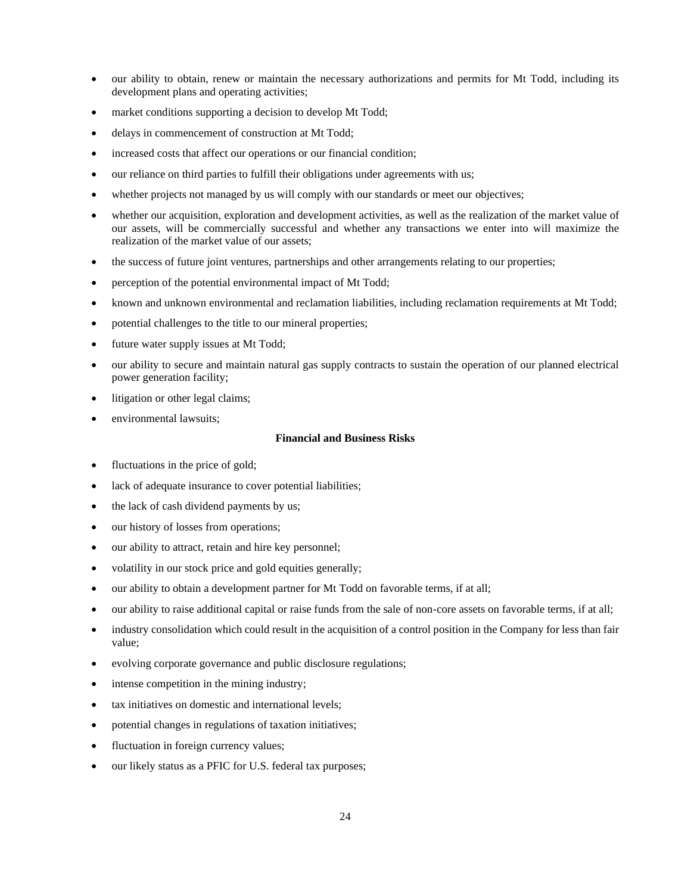- our ability to obtain, renew or maintain the necessary authorizations and permits for Mt Todd, including its development plans and operating activities;
- market conditions supporting a decision to develop Mt Todd;
- delays in commencement of construction at Mt Todd;
- increased costs that affect our operations or our financial condition;
- our reliance on third parties to fulfill their obligations under agreements with us;
- whether projects not managed by us will comply with our standards or meet our objectives;
- whether our acquisition, exploration and development activities, as well as the realization of the market value of our assets, will be commercially successful and whether any transactions we enter into will maximize the realization of the market value of our assets;
- the success of future joint ventures, partnerships and other arrangements relating to our properties;
- perception of the potential environmental impact of Mt Todd;
- known and unknown environmental and reclamation liabilities, including reclamation requirements at Mt Todd;
- potential challenges to the title to our mineral properties;
- future water supply issues at Mt Todd;
- our ability to secure and maintain natural gas supply contracts to sustain the operation of our planned electrical power generation facility;
- litigation or other legal claims;
- environmental lawsuits;

**Financial and Business Risks**

- fluctuations in the price of gold;
- lack of adequate insurance to cover potential liabilities;
- the lack of cash dividend payments by us;
- our history of losses from operations;
- our ability to attract, retain and hire key personnel;
- volatility in our stock price and gold equities generally;
- our ability to obtain a development partner for Mt Todd on favorable terms, if at all;
- our ability to raise additional capital or raise funds from the sale of non-core assets on favorable terms, if at all;
- industry consolidation which could result in the acquisition of a control position in the Company for less than fair value;
- evolving corporate governance and public disclosure regulations;
- intense competition in the mining industry;
- tax initiatives on domestic and international levels;
- potential changes in regulations of taxation initiatives;
- fluctuation in foreign currency values;
- our likely status as a PFIC for U.S. federal tax purposes;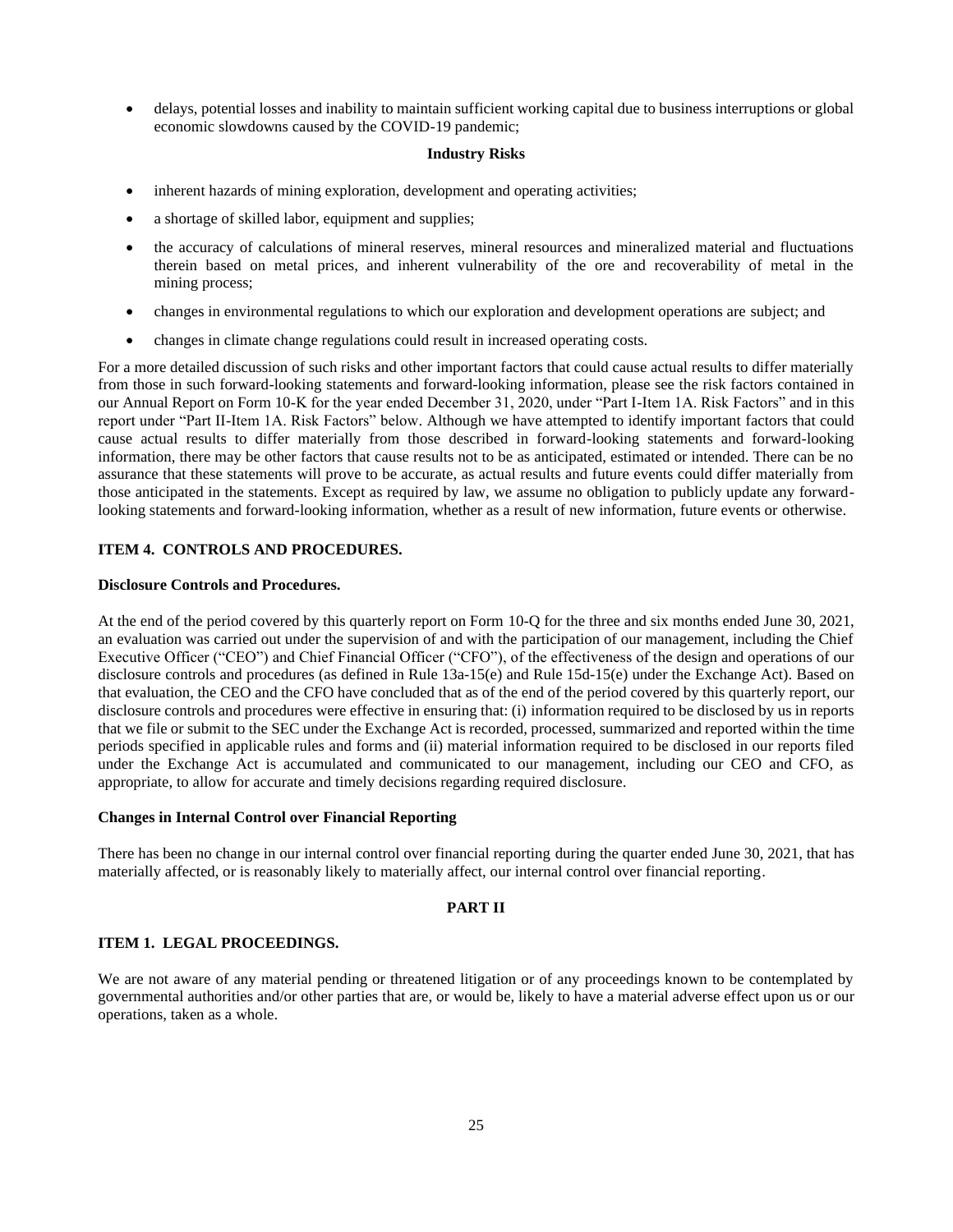- delays, potential losses and inability to maintain sufficient working capital due to business interruptions or global economic slowdowns caused by the COVID-19 pandemic;

**Industry Risks**

- inherent hazards of mining exploration, development and operating activities;
- a shortage of skilled labor, equipment and supplies;
- the accuracy of calculations of mineral reserves, mineral resources and mineralized material and fluctuations therein based on metal prices, and inherent vulnerability of the ore and recoverability of metal in the mining process;
- changes in environmental regulations to which our exploration and development operations are subject; and
- changes in climate change regulations could result in increased operating costs.

For a more detailed discussion of such risks and other important factors that could cause actual results to differ materially from those in such forward-looking statements and forward-looking information, please see the risk factors contained in our Annual Report on Form 10-K for the year ended December 31, 2020, under "Part I-Item 1A. Risk Factors" and in this report under "Part II-Item 1A. Risk Factors" below. Although we have attempted to identify important factors that could cause actual results to differ materially from those described in forward-looking statements and forward-looking information, there may be other factors that cause results not to be as anticipated, estimated or intended. There can be no assurance that these statements will prove to be accurate, as actual results and future events could differ materially from those anticipated in the statements. Except as required by law, we assume no obligation to publicly update any forward-looking statements and forward-looking information, whether as a result of new information, future events or otherwise.

## ITEM 4. CONTROLS AND PROCEDURES.

**Disclosure Controls and Procedures.**

At the end of the period covered by this quarterly report on Form 10-Q for the three and six months ended June 30, 2021, an evaluation was carried out under the supervision of and with the participation of our management, including the Chief Executive Officer ("CEO") and Chief Financial Officer ("CFO"), of the effectiveness of the design and operations of our disclosure controls and procedures (as defined in Rule 13a-15(e) and Rule 15d-15(e) under the Exchange Act). Based on that evaluation, the CEO and the CFO have concluded that as of the end of the period covered by this quarterly report, our disclosure controls and procedures were effective in ensuring that: (i) information required to be disclosed by us in reports that we file or submit to the SEC under the Exchange Act is recorded, processed, summarized and reported within the time periods specified in applicable rules and forms and (ii) material information required to be disclosed in our reports filed under the Exchange Act is accumulated and communicated to our management, including our CEO and CFO, as appropriate, to allow for accurate and timely decisions regarding required disclosure.

**Changes in Internal Control over Financial Reporting**

There has been no change in our internal control over financial reporting during the quarter ended June 30, 2021, that has materially affected, or is reasonably likely to materially affect, our internal control over financial reporting.

# PART II

## ITEM 1. LEGAL PROCEEDINGS.

We are not aware of any material pending or threatened litigation or of any proceedings known to be contemplated by governmental authorities and/or other parties that are, or would be, likely to have a material adverse effect upon us or our operations, taken as a whole.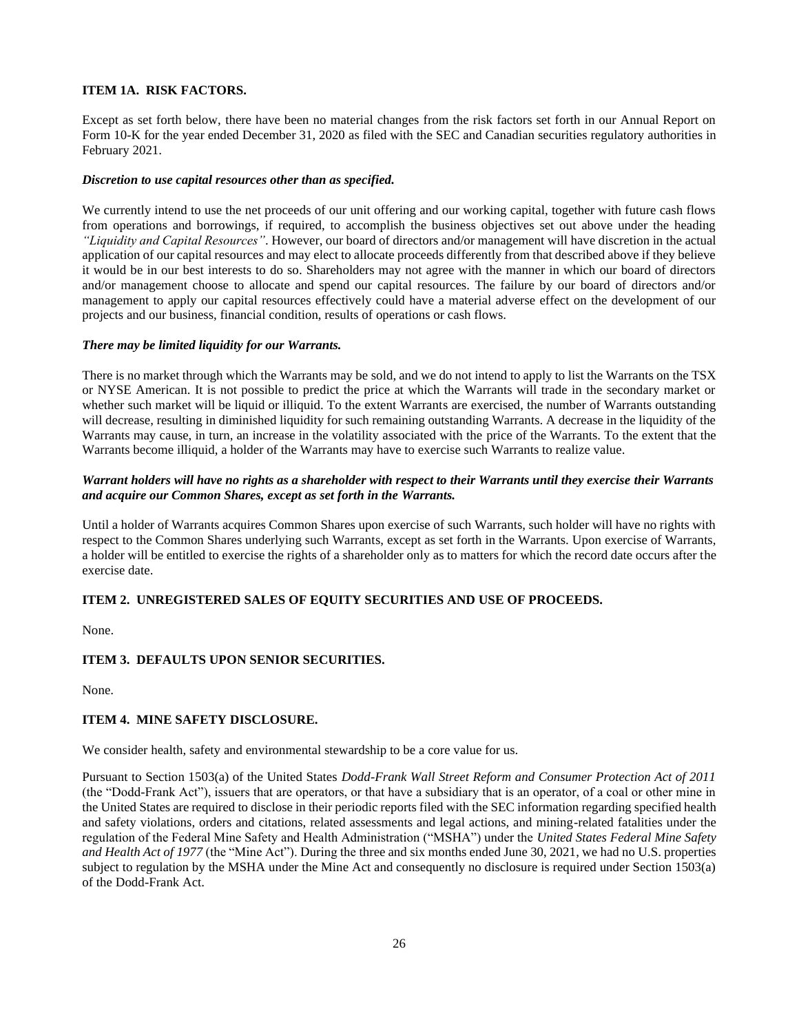### ITEM 1A. RISK FACTORS.

Except as set forth below, there have been no material changes from the risk factors set forth in our Annual Report on Form 10-K for the year ended December 31, 2020 as filed with the SEC and Canadian securities regulatory authorities in February 2021.

***Discretion to use capital resources other than as specified.***

We currently intend to use the net proceeds of our unit offering and our working capital, together with future cash flows from operations and borrowings, if required, to accomplish the business objectives set out above under the heading *"Liquidity and Capital Resources"*. However, our board of directors and/or management will have discretion in the actual application of our capital resources and may elect to allocate proceeds differently from that described above if they believe it would be in our best interests to do so. Shareholders may not agree with the manner in which our board of directors and/or management choose to allocate and spend our capital resources. The failure by our board of directors and/or management to apply our capital resources effectively could have a material adverse effect on the development of our projects and our business, financial condition, results of operations or cash flows.

***There may be limited liquidity for our Warrants.***

There is no market through which the Warrants may be sold, and we do not intend to apply to list the Warrants on the TSX or NYSE American. It is not possible to predict the price at which the Warrants will trade in the secondary market or whether such market will be liquid or illiquid. To the extent Warrants are exercised, the number of Warrants outstanding will decrease, resulting in diminished liquidity for such remaining outstanding Warrants. A decrease in the liquidity of the Warrants may cause, in turn, an increase in the volatility associated with the price of the Warrants. To the extent that the Warrants become illiquid, a holder of the Warrants may have to exercise such Warrants to realize value.

***Warrant holders will have no rights as a shareholder with respect to their Warrants until they exercise their Warrants and acquire our Common Shares, except as set forth in the Warrants.***

Until a holder of Warrants acquires Common Shares upon exercise of such Warrants, such holder will have no rights with respect to the Common Shares underlying such Warrants, except as set forth in the Warrants. Upon exercise of Warrants, a holder will be entitled to exercise the rights of a shareholder only as to matters for which the record date occurs after the exercise date.

### ITEM 2. UNREGISTERED SALES OF EQUITY SECURITIES AND USE OF PROCEEDS.

None.

### ITEM 3. DEFAULTS UPON SENIOR SECURITIES.

None.

### ITEM 4. MINE SAFETY DISCLOSURE.

We consider health, safety and environmental stewardship to be a core value for us.

Pursuant to Section 1503(a) of the United States *Dodd-Frank Wall Street Reform and Consumer Protection Act of 2011* (the "Dodd-Frank Act"), issuers that are operators, or that have a subsidiary that is an operator, of a coal or other mine in the United States are required to disclose in their periodic reports filed with the SEC information regarding specified health and safety violations, orders and citations, related assessments and legal actions, and mining-related fatalities under the regulation of the Federal Mine Safety and Health Administration ("MSHA") under the *United States Federal Mine Safety and Health Act of 1977* (the "Mine Act"). During the three and six months ended June 30, 2021, we had no U.S. properties subject to regulation by the MSHA under the Mine Act and consequently no disclosure is required under Section 1503(a) of the Dodd-Frank Act.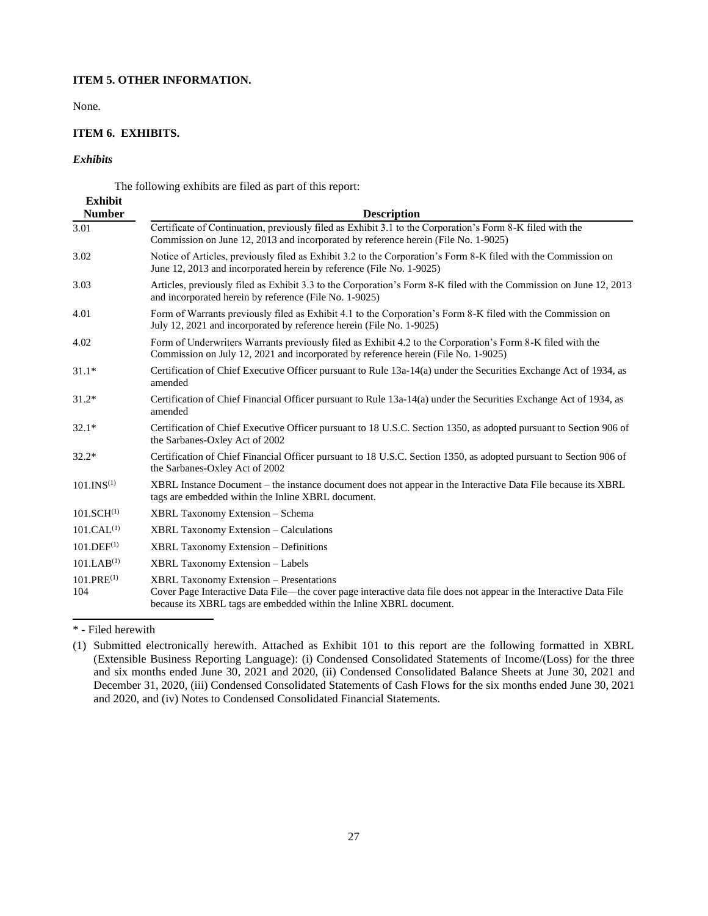### ITEM 5. OTHER INFORMATION.

None.

### ITEM 6. EXHIBITS.

***Exhibits***

The following exhibits are filed as part of this report:

| Exhibit Number | Description |
|---|---|
| 3.01 | Certificate of Continuation, previously filed as Exhibit 3.1 to the Corporation's Form 8-K filed with the Commission on June 12, 2013 and incorporated by reference herein (File No. 1-9025) |
| 3.02 | Notice of Articles, previously filed as Exhibit 3.2 to the Corporation's Form 8-K filed with the Commission on June 12, 2013 and incorporated herein by reference (File No. 1-9025) |
| 3.03 | Articles, previously filed as Exhibit 3.3 to the Corporation's Form 8-K filed with the Commission on June 12, 2013 and incorporated herein by reference (File No. 1-9025) |
| 4.01 | Form of Warrants previously filed as Exhibit 4.1 to the Corporation's Form 8-K filed with the Commission on July 12, 2021 and incorporated by reference herein (File No. 1-9025) |
| 4.02 | Form of Underwriters Warrants previously filed as Exhibit 4.2 to the Corporation's Form 8-K filed with the Commission on July 12, 2021 and incorporated by reference herein (File No. 1-9025) |
| 31.1* | Certification of Chief Executive Officer pursuant to Rule 13a-14(a) under the Securities Exchange Act of 1934, as amended |
| 31.2* | Certification of Chief Financial Officer pursuant to Rule 13a-14(a) under the Securities Exchange Act of 1934, as amended |
| 32.1* | Certification of Chief Executive Officer pursuant to 18 U.S.C. Section 1350, as adopted pursuant to Section 906 of the Sarbanes-Oxley Act of 2002 |
| 32.2* | Certification of Chief Financial Officer pursuant to 18 U.S.C. Section 1350, as adopted pursuant to Section 906 of the Sarbanes-Oxley Act of 2002 |
| 101.INS(1) | XBRL Instance Document – the instance document does not appear in the Interactive Data File because its XBRL tags are embedded within the Inline XBRL document. |
| 101.SCH(1) | XBRL Taxonomy Extension – Schema |
| 101.CAL(1) | XBRL Taxonomy Extension – Calculations |
| 101.DEF(1) | XBRL Taxonomy Extension – Definitions |
| 101.LAB(1) | XBRL Taxonomy Extension – Labels |
| 101.PRE(1) | XBRL Taxonomy Extension – Presentations |
| 104 | Cover Page Interactive Data File—the cover page interactive data file does not appear in the Interactive Data File because its XBRL tags are embedded within the Inline XBRL document. |

\* - Filed herewith

(1) Submitted electronically herewith. Attached as Exhibit 101 to this report are the following formatted in XBRL (Extensible Business Reporting Language): (i) Condensed Consolidated Statements of Income/(Loss) for the three and six months ended June 30, 2021 and 2020, (ii) Condensed Consolidated Balance Sheets at June 30, 2021 and December 31, 2020, (iii) Condensed Consolidated Statements of Cash Flows for the six months ended June 30, 2021 and 2020, and (iv) Notes to Condensed Consolidated Financial Statements.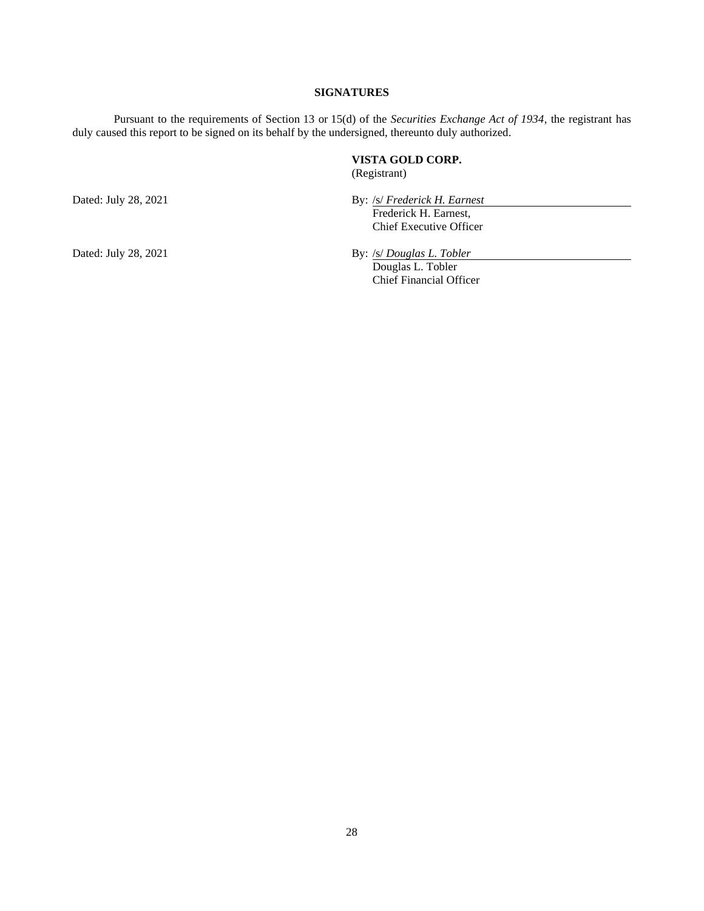## SIGNATURES

Pursuant to the requirements of Section 13 or 15(d) of the *Securities Exchange Act of 1934*, the registrant has duly caused this report to be signed on its behalf by the undersigned, thereunto duly authorized.

**VISTA GOLD CORP.**
(Registrant)

Dated: July 28, 2021

By: /s/ *Frederick H. Earnest*
Frederick H. Earnest,
Chief Executive Officer

Dated: July 28, 2021

By: /s/ *Douglas L. Tobler*
Douglas L. Tobler
Chief Financial Officer